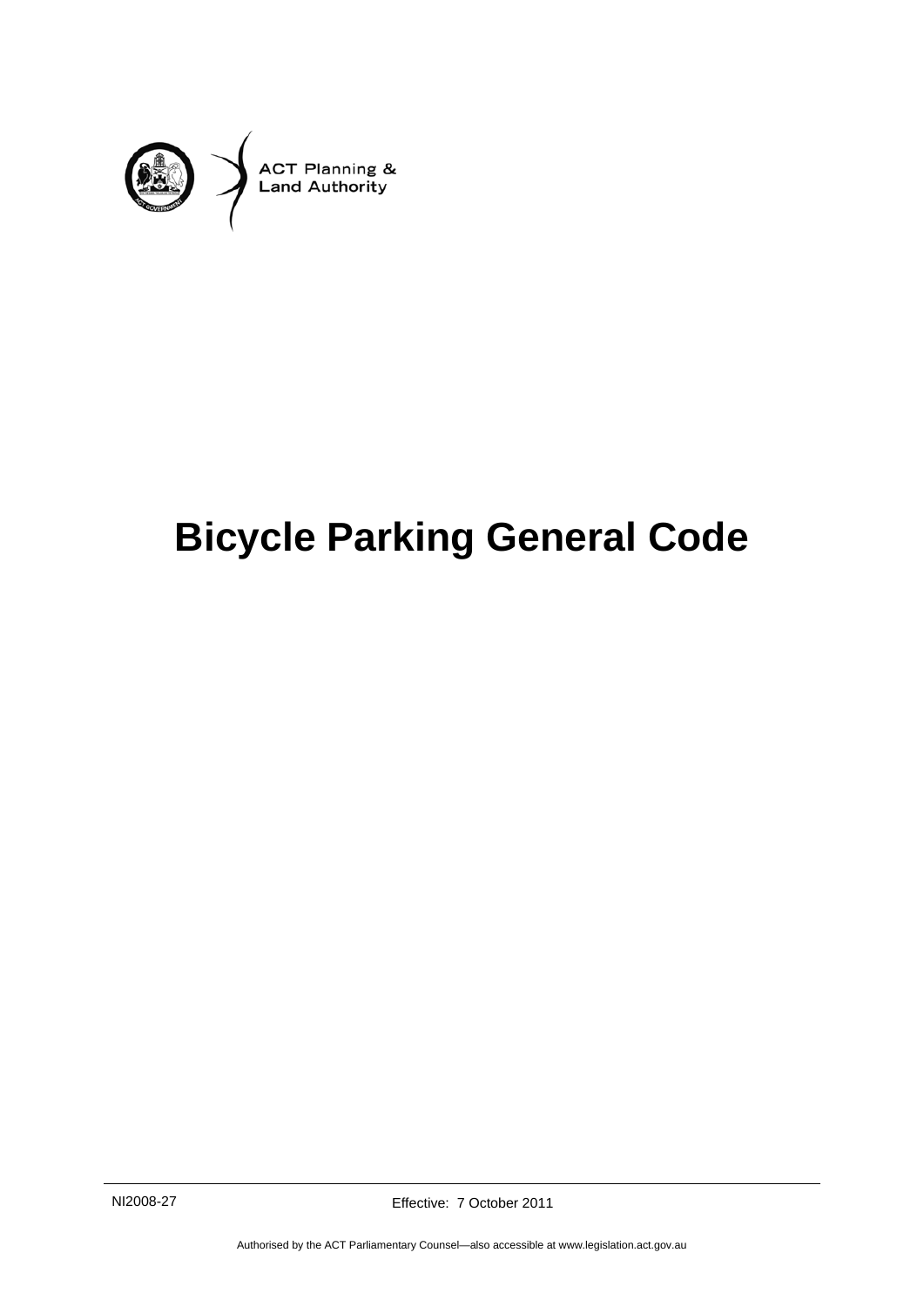ACT Planning & Land Authority

# Bicycle Parking General Code

NI2008-27

Effective: 7 October 2011

Authorised by the ACT Parliamentary Counsel—also accessible at www.legislation.act.gov.au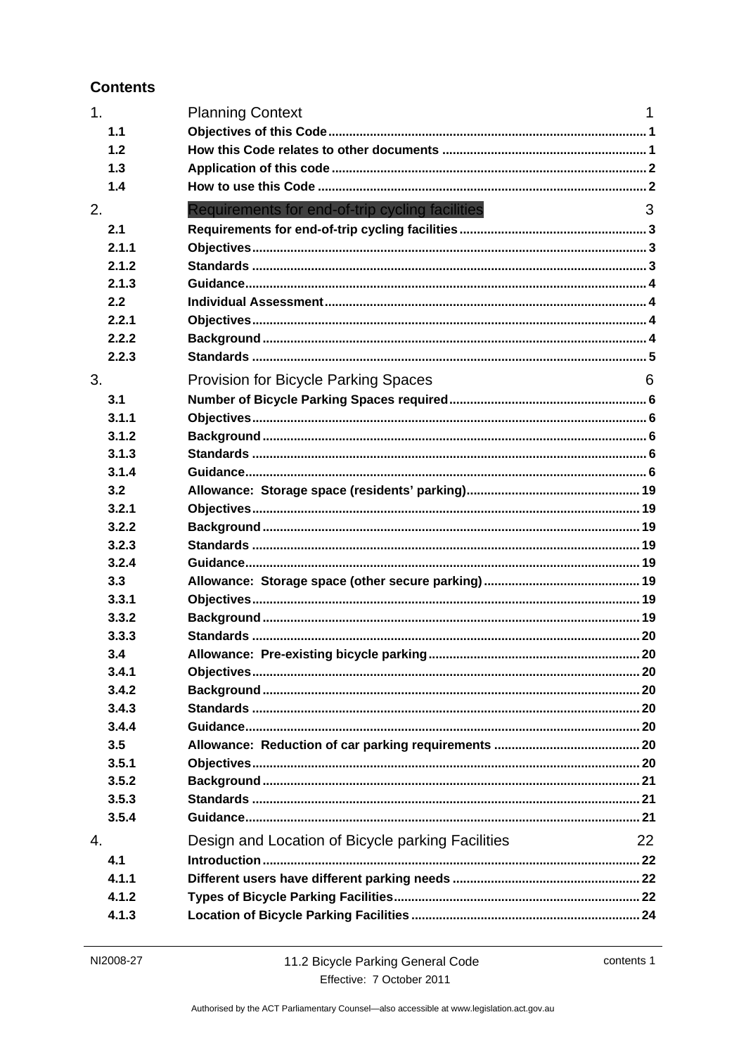## Contents

| | | |
|---|---|---|
| 1. | Planning Context | 1 |
| 1.1 | **Objectives of this Code** | 1 |
| 1.2 | **How this Code relates to other documents** | 1 |
| 1.3 | **Application of this code** | 2 |
| 1.4 | **How to use this Code** | 2 |
| 2. | Requirements for end-of-trip cycling facilities | 3 |
| 2.1 | **Requirements for end-of-trip cycling facilities** | 3 |
| 2.1.1 | **Objectives** | 3 |
| 2.1.2 | **Standards** | 3 |
| 2.1.3 | **Guidance** | 4 |
| 2.2 | **Individual Assessment** | 4 |
| 2.2.1 | **Objectives** | 4 |
| 2.2.2 | **Background** | 4 |
| 2.2.3 | **Standards** | 5 |
| 3. | Provision for Bicycle Parking Spaces | 6 |
| 3.1 | **Number of Bicycle Parking Spaces required** | 6 |
| 3.1.1 | **Objectives** | 6 |
| 3.1.2 | **Background** | 6 |
| 3.1.3 | **Standards** | 6 |
| 3.1.4 | **Guidance** | 6 |
| 3.2 | **Allowance: Storage space (residents' parking)** | 19 |
| 3.2.1 | **Objectives** | 19 |
| 3.2.2 | **Background** | 19 |
| 3.2.3 | **Standards** | 19 |
| 3.2.4 | **Guidance** | 19 |
| 3.3 | **Allowance: Storage space (other secure parking)** | 19 |
| 3.3.1 | **Objectives** | 19 |
| 3.3.2 | **Background** | 19 |
| 3.3.3 | **Standards** | 20 |
| 3.4 | **Allowance: Pre-existing bicycle parking** | 20 |
| 3.4.1 | **Objectives** | 20 |
| 3.4.2 | **Background** | 20 |
| 3.4.3 | **Standards** | 20 |
| 3.4.4 | **Guidance** | 20 |
| 3.5 | **Allowance: Reduction of car parking requirements** | 20 |
| 3.5.1 | **Objectives** | 20 |
| 3.5.2 | **Background** | 21 |
| 3.5.3 | **Standards** | 21 |
| 3.5.4 | **Guidance** | 21 |
| 4. | Design and Location of Bicycle parking Facilities | 22 |
| 4.1 | **Introduction** | 22 |
| 4.1.1 | **Different users have different parking needs** | 22 |
| 4.1.2 | **Types of Bicycle Parking Facilities** | 22 |
| 4.1.3 | **Location of Bicycle Parking Facilities** | 24 |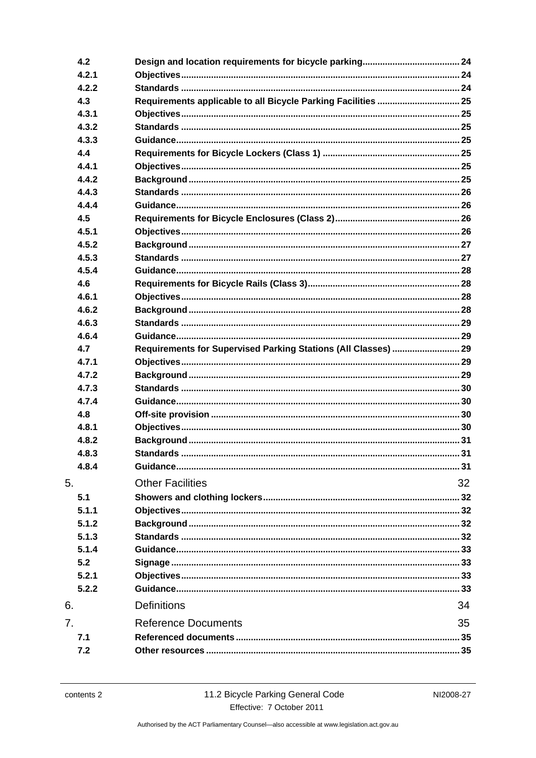| | | |
|---|---|---|
| 4.2 | **Design and location requirements for bicycle parking** | 24 |
| 4.2.1 | **Objectives** | 24 |
| 4.2.2 | **Standards** | 24 |
| 4.3 | **Requirements applicable to all Bicycle Parking Facilities** | 25 |
| 4.3.1 | **Objectives** | 25 |
| 4.3.2 | **Standards** | 25 |
| 4.3.3 | **Guidance** | 25 |
| 4.4 | **Requirements for Bicycle Lockers (Class 1)** | 25 |
| 4.4.1 | **Objectives** | 25 |
| 4.4.2 | **Background** | 25 |
| 4.4.3 | **Standards** | 26 |
| 4.4.4 | **Guidance** | 26 |
| 4.5 | **Requirements for Bicycle Enclosures (Class 2)** | 26 |
| 4.5.1 | **Objectives** | 26 |
| 4.5.2 | **Background** | 27 |
| 4.5.3 | **Standards** | 27 |
| 4.5.4 | **Guidance** | 28 |
| 4.6 | **Requirements for Bicycle Rails (Class 3)** | 28 |
| 4.6.1 | **Objectives** | 28 |
| 4.6.2 | **Background** | 28 |
| 4.6.3 | **Standards** | 29 |
| 4.6.4 | **Guidance** | 29 |
| 4.7 | **Requirements for Supervised Parking Stations (All Classes)** | 29 |
| 4.7.1 | **Objectives** | 29 |
| 4.7.2 | **Background** | 29 |
| 4.7.3 | **Standards** | 30 |
| 4.7.4 | **Guidance** | 30 |
| 4.8 | **Off-site provision** | 30 |
| 4.8.1 | **Objectives** | 30 |
| 4.8.2 | **Background** | 31 |
| 4.8.3 | **Standards** | 31 |
| 4.8.4 | **Guidance** | 31 |
| 5. | Other Facilities | 32 |
| 5.1 | **Showers and clothing lockers** | 32 |
| 5.1.1 | **Objectives** | 32 |
| 5.1.2 | **Background** | 32 |
| 5.1.3 | **Standards** | 32 |
| 5.1.4 | **Guidance** | 33 |
| 5.2 | **Signage** | 33 |
| 5.2.1 | **Objectives** | 33 |
| 5.2.2 | **Guidance** | 33 |
| 6. | Definitions | 34 |
| 7. | Reference Documents | 35 |
| 7.1 | **Referenced documents** | 35 |
| 7.2 | **Other resources** | 35 |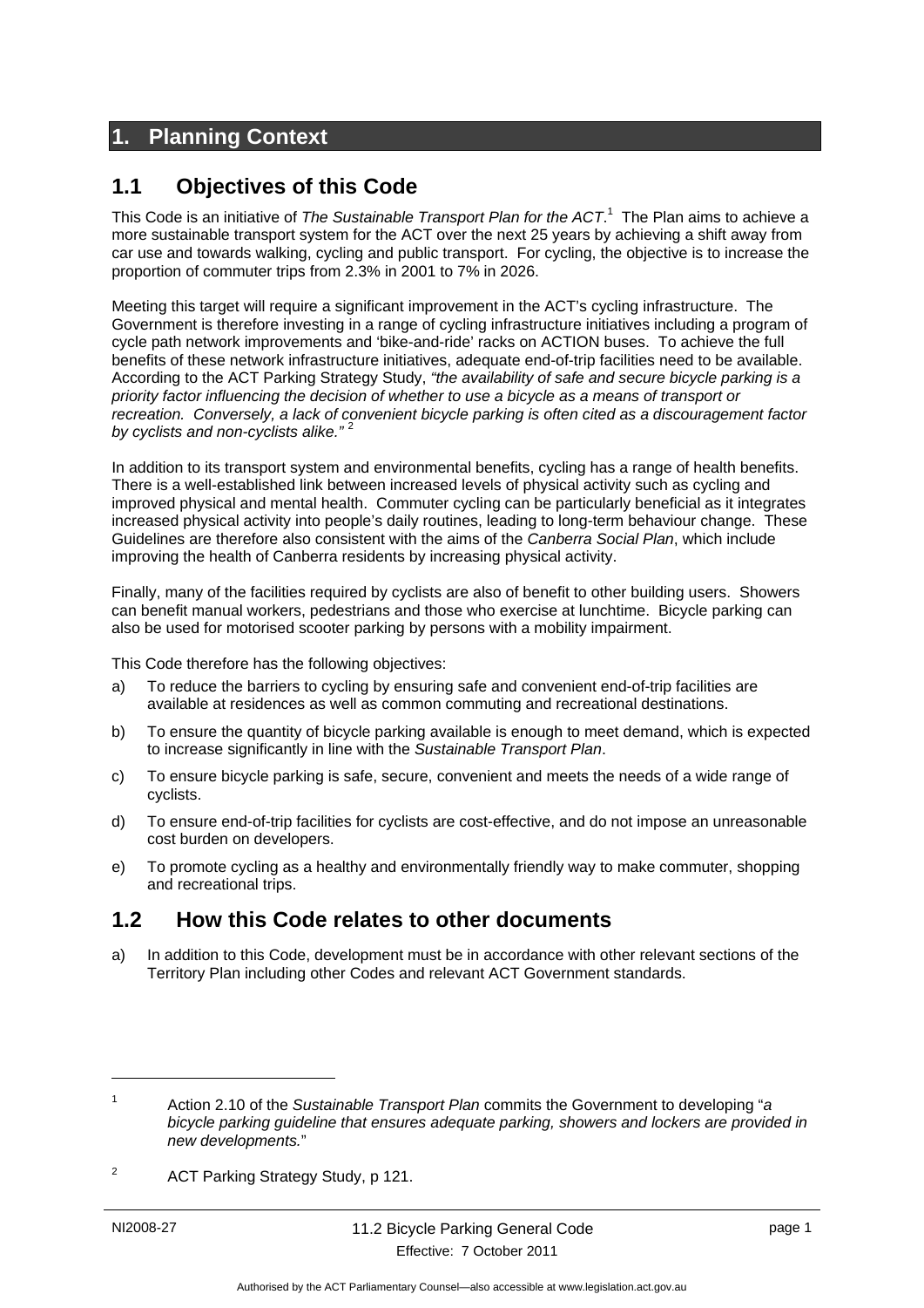# 1. Planning Context

## 1.1 Objectives of this Code

This Code is an initiative of *The Sustainable Transport Plan for the ACT*.[1] The Plan aims to achieve a more sustainable transport system for the ACT over the next 25 years by achieving a shift away from car use and towards walking, cycling and public transport. For cycling, the objective is to increase the proportion of commuter trips from 2.3% in 2001 to 7% in 2026.

Meeting this target will require a significant improvement in the ACT's cycling infrastructure. The Government is therefore investing in a range of cycling infrastructure initiatives including a program of cycle path network improvements and 'bike-and-ride' racks on ACTION buses. To achieve the full benefits of these network infrastructure initiatives, adequate end-of-trip facilities need to be available. According to the ACT Parking Strategy Study, *"the availability of safe and secure bicycle parking is a priority factor influencing the decision of whether to use a bicycle as a means of transport or recreation. Conversely, a lack of convenient bicycle parking is often cited as a discouragement factor by cyclists and non-cyclists alike."* [2]

In addition to its transport system and environmental benefits, cycling has a range of health benefits. There is a well-established link between increased levels of physical activity such as cycling and improved physical and mental health. Commuter cycling can be particularly beneficial as it integrates increased physical activity into people's daily routines, leading to long-term behaviour change. These Guidelines are therefore also consistent with the aims of the *Canberra Social Plan*, which include improving the health of Canberra residents by increasing physical activity.

Finally, many of the facilities required by cyclists are also of benefit to other building users. Showers can benefit manual workers, pedestrians and those who exercise at lunchtime. Bicycle parking can also be used for motorised scooter parking by persons with a mobility impairment.

This Code therefore has the following objectives:

a) To reduce the barriers to cycling by ensuring safe and convenient end-of-trip facilities are available at residences as well as common commuting and recreational destinations.

b) To ensure the quantity of bicycle parking available is enough to meet demand, which is expected to increase significantly in line with the *Sustainable Transport Plan*.

c) To ensure bicycle parking is safe, secure, convenient and meets the needs of a wide range of cyclists.

d) To ensure end-of-trip facilities for cyclists are cost-effective, and do not impose an unreasonable cost burden on developers.

e) To promote cycling as a healthy and environmentally friendly way to make commuter, shopping and recreational trips.

## 1.2 How this Code relates to other documents

a) In addition to this Code, development must be in accordance with other relevant sections of the Territory Plan including other Codes and relevant ACT Government standards.

---

[1] Action 2.10 of the *Sustainable Transport Plan* commits the Government to developing "*a bicycle parking guideline that ensures adequate parking, showers and lockers are provided in new developments.*"

[2] ACT Parking Strategy Study, p 121.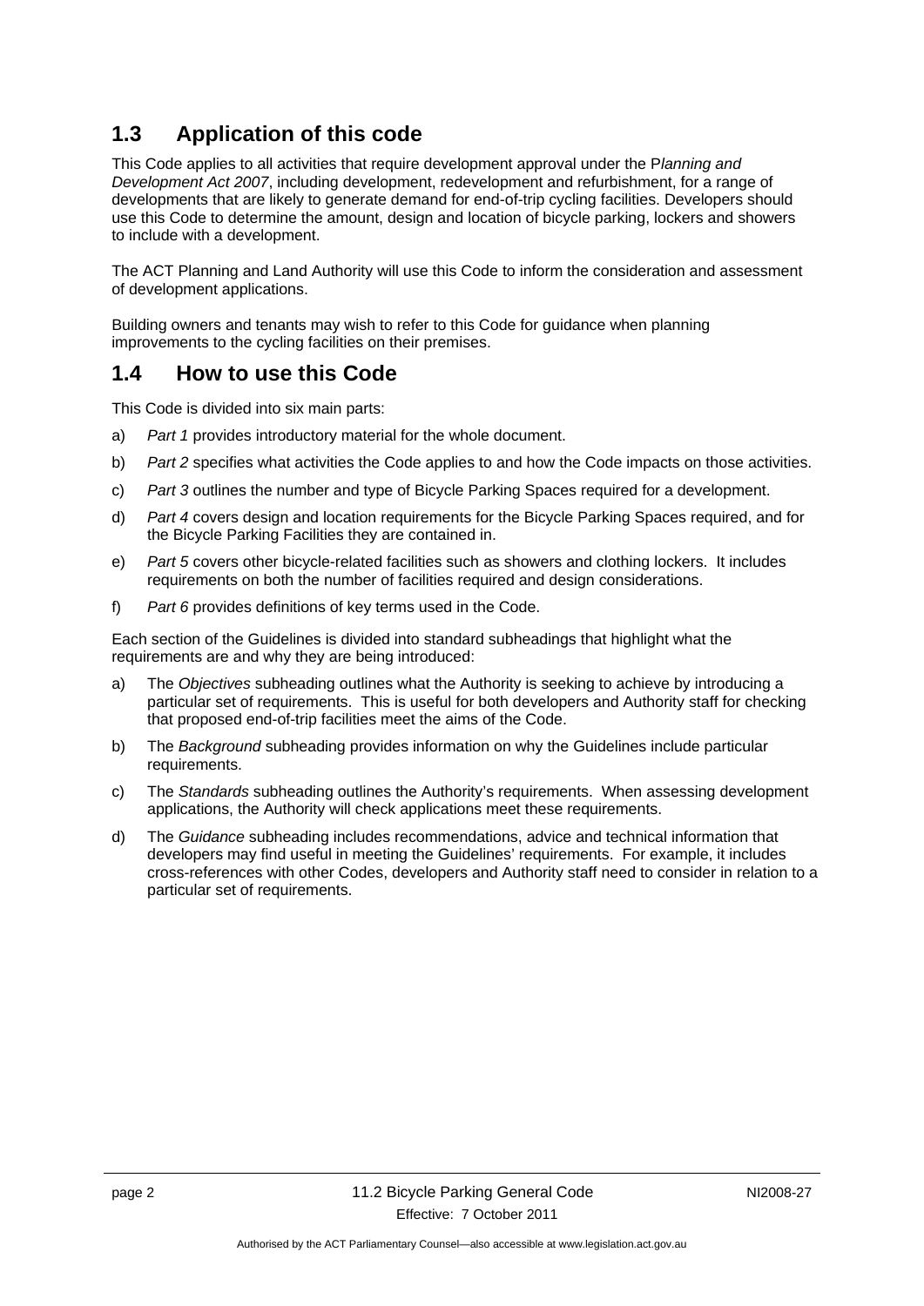## 1.3 Application of this code

This Code applies to all activities that require development approval under the P*lanning and Development Act 2007*, including development, redevelopment and refurbishment, for a range of developments that are likely to generate demand for end-of-trip cycling facilities. Developers should use this Code to determine the amount, design and location of bicycle parking, lockers and showers to include with a development.

The ACT Planning and Land Authority will use this Code to inform the consideration and assessment of development applications.

Building owners and tenants may wish to refer to this Code for guidance when planning improvements to the cycling facilities on their premises.

## 1.4 How to use this Code

This Code is divided into six main parts:

a) *Part 1* provides introductory material for the whole document.

b) *Part 2* specifies what activities the Code applies to and how the Code impacts on those activities.

c) *Part 3* outlines the number and type of Bicycle Parking Spaces required for a development.

d) *Part 4* covers design and location requirements for the Bicycle Parking Spaces required, and for the Bicycle Parking Facilities they are contained in.

e) *Part 5* covers other bicycle-related facilities such as showers and clothing lockers. It includes requirements on both the number of facilities required and design considerations.

f) *Part 6* provides definitions of key terms used in the Code.

Each section of the Guidelines is divided into standard subheadings that highlight what the requirements are and why they are being introduced:

a) The *Objectives* subheading outlines what the Authority is seeking to achieve by introducing a particular set of requirements. This is useful for both developers and Authority staff for checking that proposed end-of-trip facilities meet the aims of the Code.

b) The *Background* subheading provides information on why the Guidelines include particular requirements.

c) The *Standards* subheading outlines the Authority's requirements. When assessing development applications, the Authority will check applications meet these requirements.

d) The *Guidance* subheading includes recommendations, advice and technical information that developers may find useful in meeting the Guidelines' requirements. For example, it includes cross-references with other Codes, developers and Authority staff need to consider in relation to a particular set of requirements.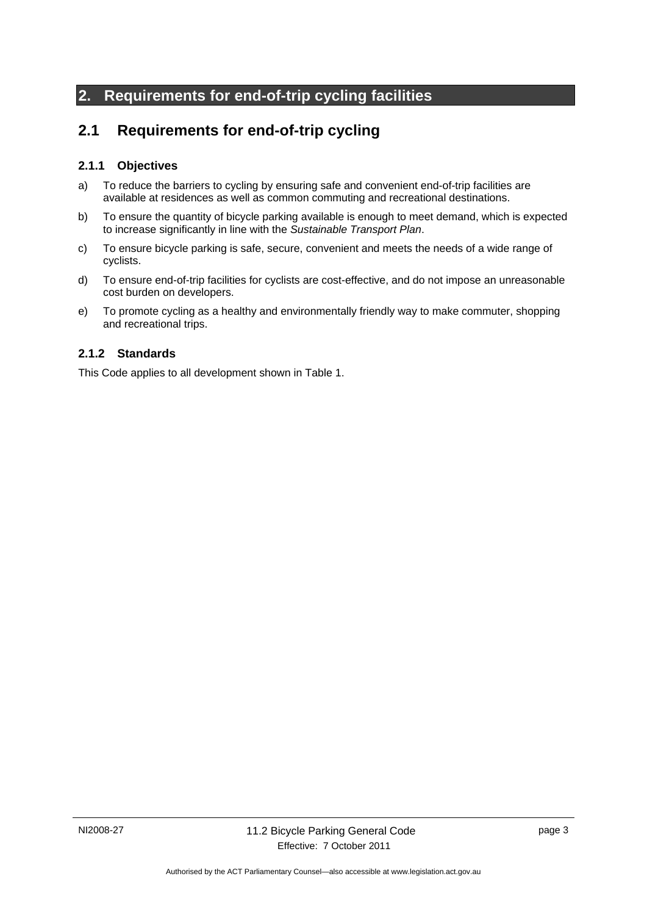# 2. Requirements for end-of-trip cycling facilities

## 2.1 Requirements for end-of-trip cycling

### 2.1.1 Objectives

a) To reduce the barriers to cycling by ensuring safe and convenient end-of-trip facilities are available at residences as well as common commuting and recreational destinations.

b) To ensure the quantity of bicycle parking available is enough to meet demand, which is expected to increase significantly in line with the *Sustainable Transport Plan*.

c) To ensure bicycle parking is safe, secure, convenient and meets the needs of a wide range of cyclists.

d) To ensure end-of-trip facilities for cyclists are cost-effective, and do not impose an unreasonable cost burden on developers.

e) To promote cycling as a healthy and environmentally friendly way to make commuter, shopping and recreational trips.

### 2.1.2 Standards

This Code applies to all development shown in Table 1.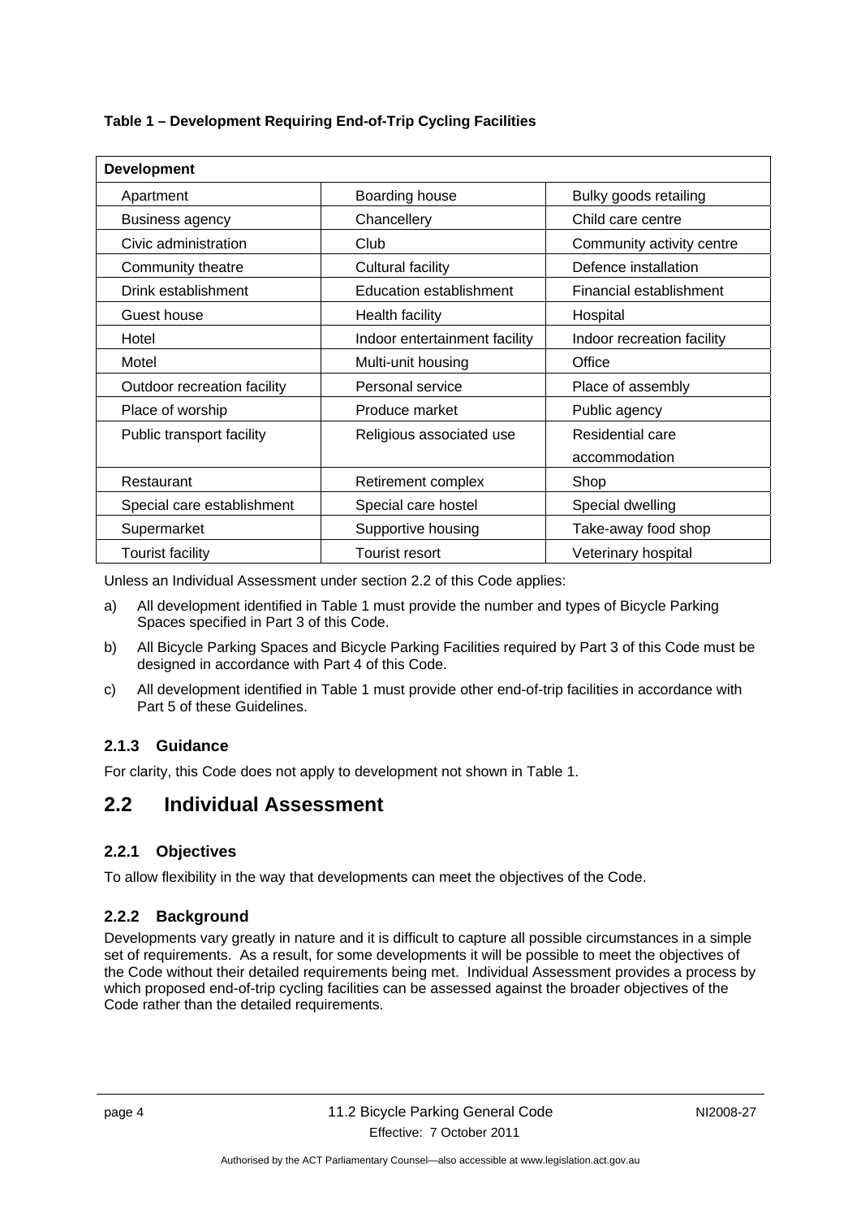**Table 1 – Development Requiring End-of-Trip Cycling Facilities**

| Development | | |
|---|---|---|
| Apartment | Boarding house | Bulky goods retailing |
| Business agency | Chancellery | Child care centre |
| Civic administration | Club | Community activity centre |
| Community theatre | Cultural facility | Defence installation |
| Drink establishment | Education establishment | Financial establishment |
| Guest house | Health facility | Hospital |
| Hotel | Indoor entertainment facility | Indoor recreation facility |
| Motel | Multi-unit housing | Office |
| Outdoor recreation facility | Personal service | Place of assembly |
| Place of worship | Produce market | Public agency |
| Public transport facility | Religious associated use | Residential care accommodation |
| Restaurant | Retirement complex | Shop |
| Special care establishment | Special care hostel | Special dwelling |
| Supermarket | Supportive housing | Take-away food shop |
| Tourist facility | Tourist resort | Veterinary hospital |

Unless an Individual Assessment under section 2.2 of this Code applies:

a) All development identified in Table 1 must provide the number and types of Bicycle Parking Spaces specified in Part 3 of this Code.

b) All Bicycle Parking Spaces and Bicycle Parking Facilities required by Part 3 of this Code must be designed in accordance with Part 4 of this Code.

c) All development identified in Table 1 must provide other end-of-trip facilities in accordance with Part 5 of these Guidelines.

### 2.1.3 Guidance

For clarity, this Code does not apply to development not shown in Table 1.

## 2.2 Individual Assessment

### 2.2.1 Objectives

To allow flexibility in the way that developments can meet the objectives of the Code.

### 2.2.2 Background

Developments vary greatly in nature and it is difficult to capture all possible circumstances in a simple set of requirements. As a result, for some developments it will be possible to meet the objectives of the Code without their detailed requirements being met. Individual Assessment provides a process by which proposed end-of-trip cycling facilities can be assessed against the broader objectives of the Code rather than the detailed requirements.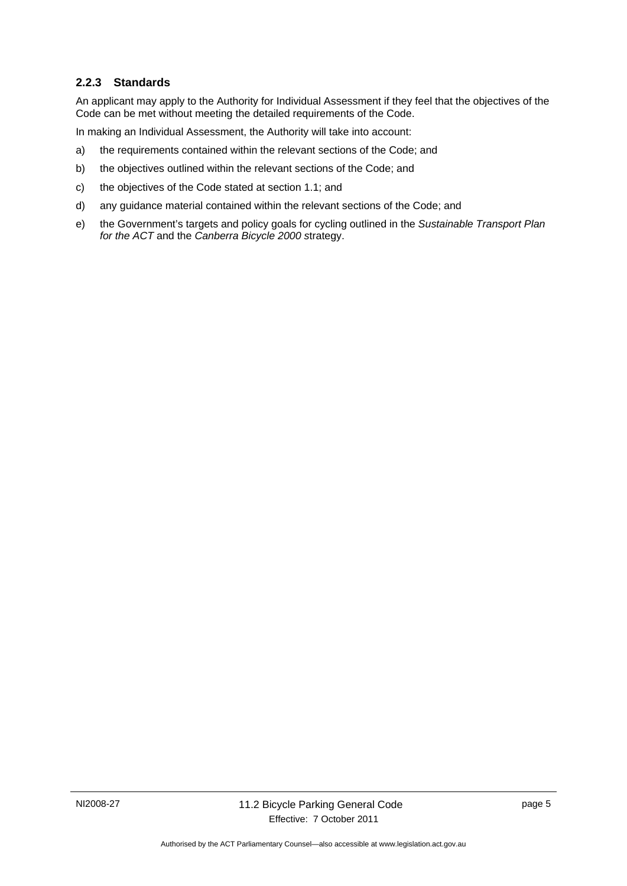### 2.2.3 Standards

An applicant may apply to the Authority for Individual Assessment if they feel that the objectives of the Code can be met without meeting the detailed requirements of the Code.

In making an Individual Assessment, the Authority will take into account:

a) the requirements contained within the relevant sections of the Code; and

b) the objectives outlined within the relevant sections of the Code; and

c) the objectives of the Code stated at section 1.1; and

d) any guidance material contained within the relevant sections of the Code; and

e) the Government's targets and policy goals for cycling outlined in the *Sustainable Transport Plan for the ACT* and the *Canberra Bicycle 2000* strategy.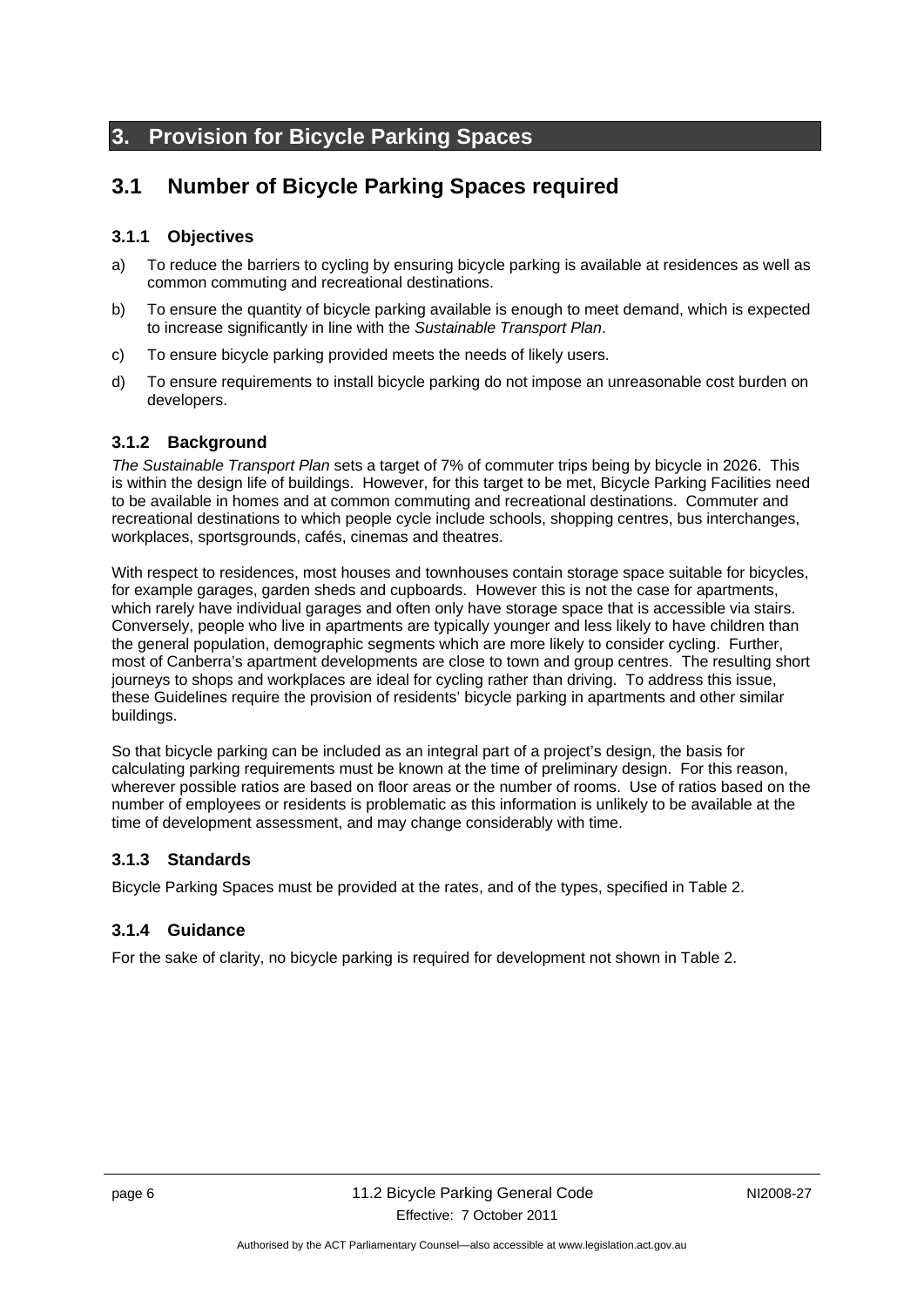# 3. Provision for Bicycle Parking Spaces

## 3.1 Number of Bicycle Parking Spaces required

### 3.1.1 Objectives

a) To reduce the barriers to cycling by ensuring bicycle parking is available at residences as well as common commuting and recreational destinations.

b) To ensure the quantity of bicycle parking available is enough to meet demand, which is expected to increase significantly in line with the *Sustainable Transport Plan*.

c) To ensure bicycle parking provided meets the needs of likely users.

d) To ensure requirements to install bicycle parking do not impose an unreasonable cost burden on developers.

### 3.1.2 Background

*The Sustainable Transport Plan* sets a target of 7% of commuter trips being by bicycle in 2026. This is within the design life of buildings. However, for this target to be met, Bicycle Parking Facilities need to be available in homes and at common commuting and recreational destinations. Commuter and recreational destinations to which people cycle include schools, shopping centres, bus interchanges, workplaces, sportsgrounds, cafés, cinemas and theatres.

With respect to residences, most houses and townhouses contain storage space suitable for bicycles, for example garages, garden sheds and cupboards. However this is not the case for apartments, which rarely have individual garages and often only have storage space that is accessible via stairs. Conversely, people who live in apartments are typically younger and less likely to have children than the general population, demographic segments which are more likely to consider cycling. Further, most of Canberra's apartment developments are close to town and group centres. The resulting short journeys to shops and workplaces are ideal for cycling rather than driving. To address this issue, these Guidelines require the provision of residents' bicycle parking in apartments and other similar buildings.

So that bicycle parking can be included as an integral part of a project's design, the basis for calculating parking requirements must be known at the time of preliminary design. For this reason, wherever possible ratios are based on floor areas or the number of rooms. Use of ratios based on the number of employees or residents is problematic as this information is unlikely to be available at the time of development assessment, and may change considerably with time.

### 3.1.3 Standards

Bicycle Parking Spaces must be provided at the rates, and of the types, specified in Table 2.

### 3.1.4 Guidance

For the sake of clarity, no bicycle parking is required for development not shown in Table 2.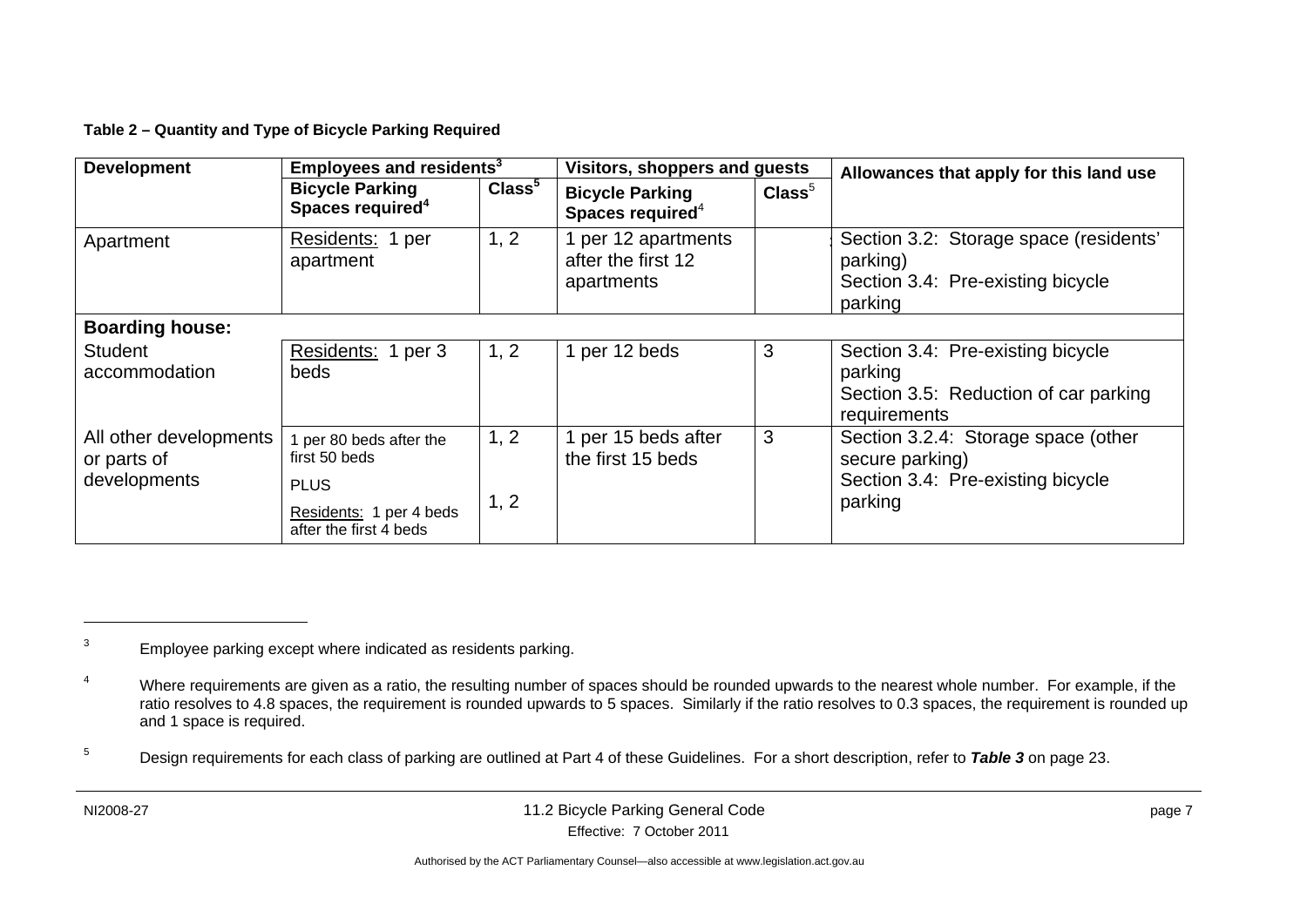**Table 2 – Quantity and Type of Bicycle Parking Required**

| Development | Employees and residents[3] | | Visitors, shoppers and guests | | Allowances that apply for this land use |
|---|---|---|---|---|---|
| | Bicycle Parking Spaces required[4] | Class[5] | Bicycle Parking Spaces required[4] | Class[5] | |
| Apartment | Residents: 1 per apartment | 1, 2 | 1 per 12 apartments after the first 12 apartments | | Section 3.2: Storage space (residents' parking)<br>Section 3.4: Pre-existing bicycle parking |
| **Boarding house:** | | | | | |
| Student accommodation | Residents: 1 per 3 beds | 1, 2 | 1 per 12 beds | 3 | Section 3.4: Pre-existing bicycle parking<br>Section 3.5: Reduction of car parking requirements |
| All other developments or parts of developments | 1 per 80 beds after the first 50 beds<br>PLUS<br>Residents: 1 per 4 beds after the first 4 beds | 1, 2<br><br>1, 2 | 1 per 15 beds after the first 15 beds | 3 | Section 3.2.4: Storage space (other secure parking)<br>Section 3.4: Pre-existing bicycle parking |

---

[3] Employee parking except where indicated as residents parking.

[4] Where requirements are given as a ratio, the resulting number of spaces should be rounded upwards to the nearest whole number. For example, if the ratio resolves to 4.8 spaces, the requirement is rounded upwards to 5 spaces. Similarly if the ratio resolves to 0.3 spaces, the requirement is rounded up and 1 space is required.

[5] Design requirements for each class of parking are outlined at Part 4 of these Guidelines. For a short description, refer to ***Table 3*** on page 23.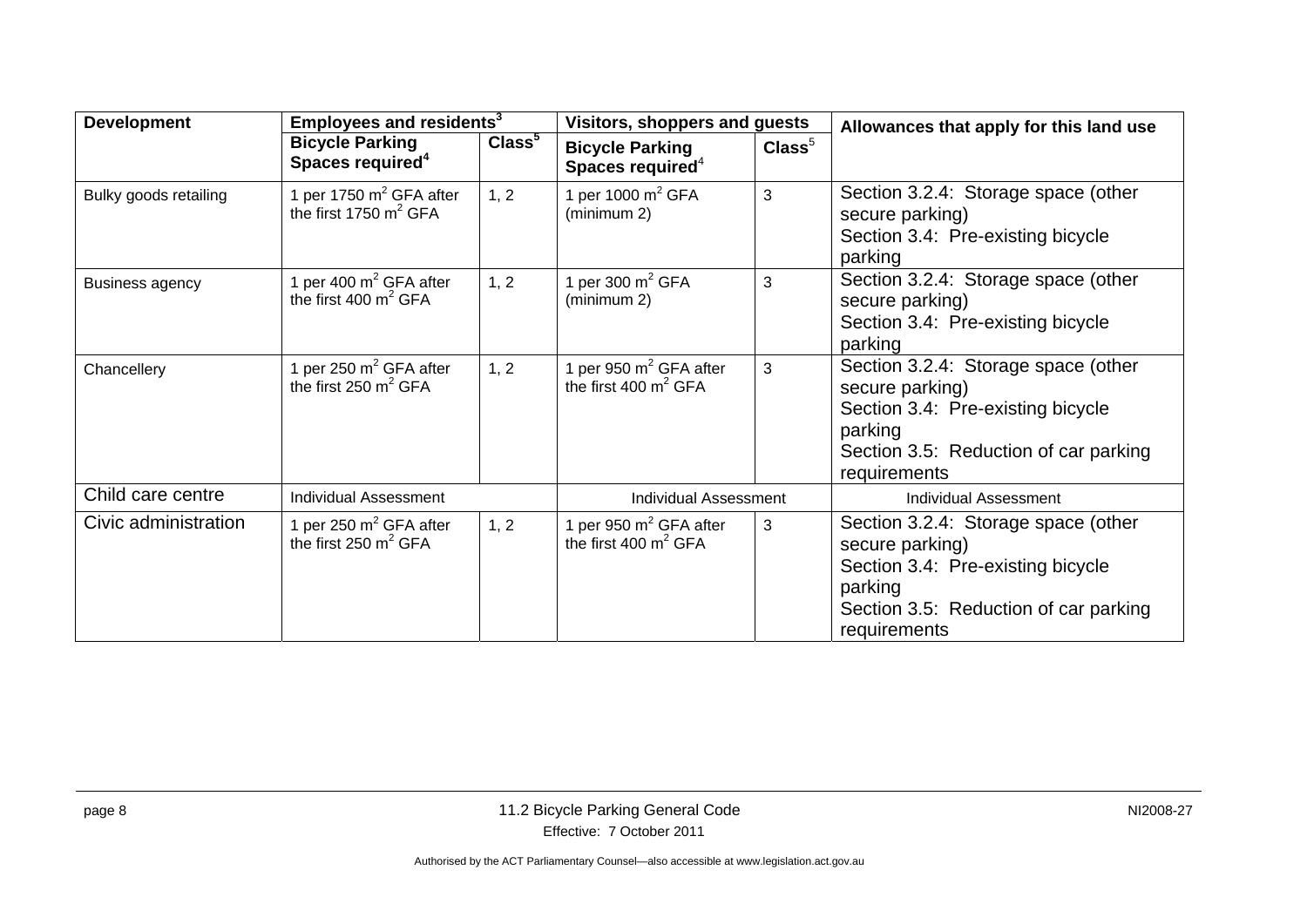| Development | Employees and residents[3] | | Visitors, shoppers and guests | | Allowances that apply for this land use |
|---|---|---|---|---|---|
| | Bicycle Parking Spaces required[4] | Class[5] | Bicycle Parking Spaces required[4] | Class[5] | |
| Bulky goods retailing | 1 per 1750 $m^2$ GFA after the first 1750 $m^2$ GFA | 1, 2 | 1 per 1000 $m^2$ GFA (minimum 2) | 3 | Section 3.2.4: Storage space (other secure parking)<br>Section 3.4: Pre-existing bicycle parking |
| Business agency | 1 per 400 $m^2$ GFA after the first 400 $m^2$ GFA | 1, 2 | 1 per 300 $m^2$ GFA (minimum 2) | 3 | Section 3.2.4: Storage space (other secure parking)<br>Section 3.4: Pre-existing bicycle parking |
| Chancellery | 1 per 250 $m^2$ GFA after the first 250 $m^2$ GFA | 1, 2 | 1 per 950 $m^2$ GFA after the first 400 $m^2$ GFA | 3 | Section 3.2.4: Storage space (other secure parking)<br>Section 3.4: Pre-existing bicycle parking<br>Section 3.5: Reduction of car parking requirements |
| Child care centre | Individual Assessment | | Individual Assessment | | Individual Assessment |
| Civic administration | 1 per 250 $m^2$ GFA after the first 250 $m^2$ GFA | 1, 2 | 1 per 950 $m^2$ GFA after the first 400 $m^2$ GFA | 3 | Section 3.2.4: Storage space (other secure parking)<br>Section 3.4: Pre-existing bicycle parking<br>Section 3.5: Reduction of car parking requirements |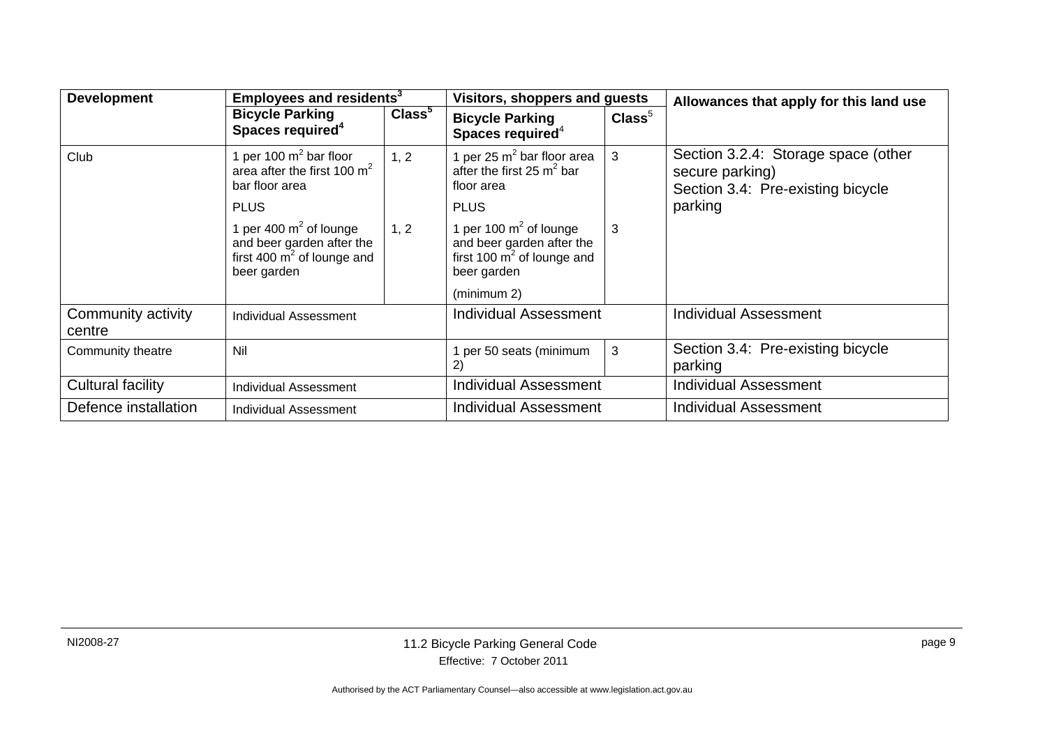| Development | Employees and residents[3] | | Visitors, shoppers and guests | | Allowances that apply for this land use |
|---|---|---|---|---|---|
| | **Bicycle Parking Spaces required[4]** | **Class[5]** | **Bicycle Parking Spaces required[4]** | **Class[5]** | |
| Club | 1 per 100 $m^2$ bar floor area after the first 100 $m^2$ bar floor area<br>PLUS<br>1 per 400 $m^2$ of lounge and beer garden after the first 400 $m^2$ of lounge and beer garden | 1, 2<br><br>1, 2 | 1 per 25 $m^2$ bar floor area after the first 25 $m^2$ bar floor area<br>PLUS<br>1 per 100 $m^2$ of lounge and beer garden after the first 100 $m^2$ of lounge and beer garden<br>(minimum 2) | 3<br><br>3 | Section 3.2.4: Storage space (other secure parking)<br>Section 3.4: Pre-existing bicycle parking |
| Community activity centre | Individual Assessment | | Individual Assessment | | Individual Assessment |
| Community theatre | Nil | | 1 per 50 seats (minimum 2) | 3 | Section 3.4: Pre-existing bicycle parking |
| Cultural facility | Individual Assessment | | Individual Assessment | | Individual Assessment |
| Defence installation | Individual Assessment | | Individual Assessment | | Individual Assessment |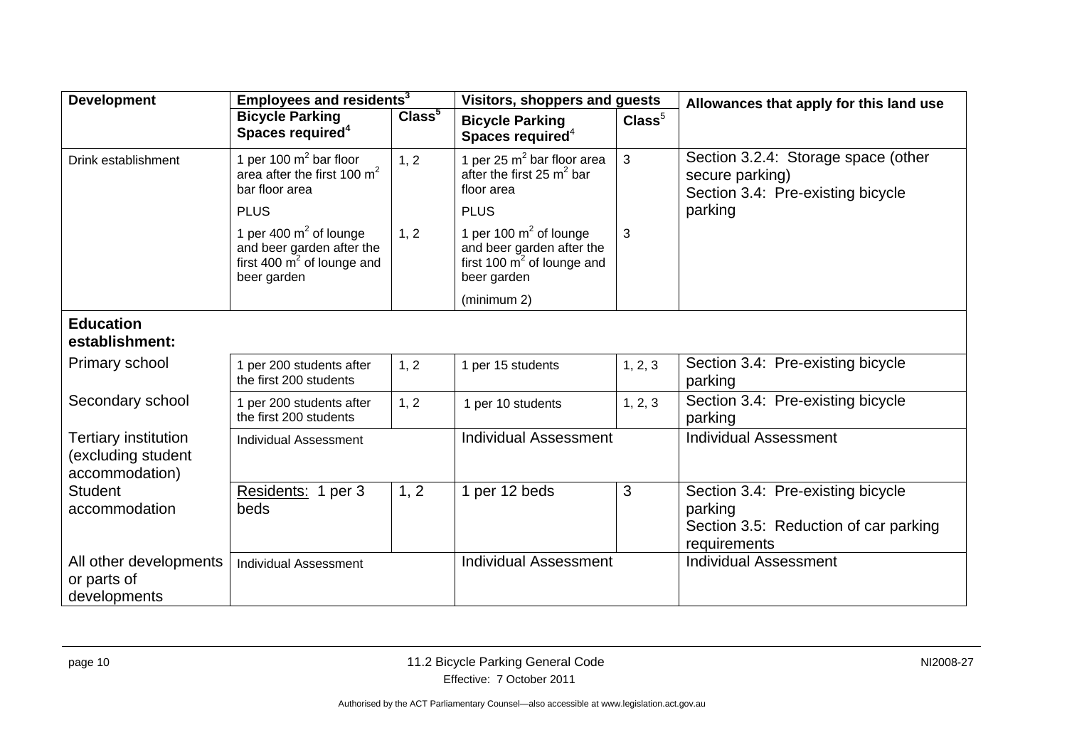| Development | Employees and residents[3] | | Visitors, shoppers and guests | | Allowances that apply for this land use |
|---|---|---|---|---|---|
| | Bicycle Parking Spaces required[4] | Class[5] | Bicycle Parking Spaces required[4] | Class[5] | |
| Drink establishment | 1 per 100 $m^2$ bar floor area after the first 100 $m^2$ bar floor area<br>PLUS<br>1 per 400 $m^2$ of lounge and beer garden after the first 400 $m^2$ of lounge and beer garden | 1, 2<br><br>1, 2 | 1 per 25 $m^2$ bar floor area after the first 25 $m^2$ bar floor area<br>PLUS<br>1 per 100 $m^2$ of lounge and beer garden after the first 100 $m^2$ of lounge and beer garden<br>(minimum 2) | 3<br><br>3 | Section 3.2.4: Storage space (other secure parking)<br>Section 3.4: Pre-existing bicycle parking |
| **Education establishment:** | | | | | |
| Primary school | 1 per 200 students after the first 200 students | 1, 2 | 1 per 15 students | 1, 2, 3 | Section 3.4: Pre-existing bicycle parking |
| Secondary school | 1 per 200 students after the first 200 students | 1, 2 | 1 per 10 students | 1, 2, 3 | Section 3.4: Pre-existing bicycle parking |
| Tertiary institution (excluding student accommodation) | Individual Assessment | | Individual Assessment | | Individual Assessment |
| Student accommodation | Residents: 1 per 3 beds | 1, 2 | 1 per 12 beds | 3 | Section 3.4: Pre-existing bicycle parking<br>Section 3.5: Reduction of car parking requirements |
| All other developments or parts of developments | Individual Assessment | | Individual Assessment | | Individual Assessment |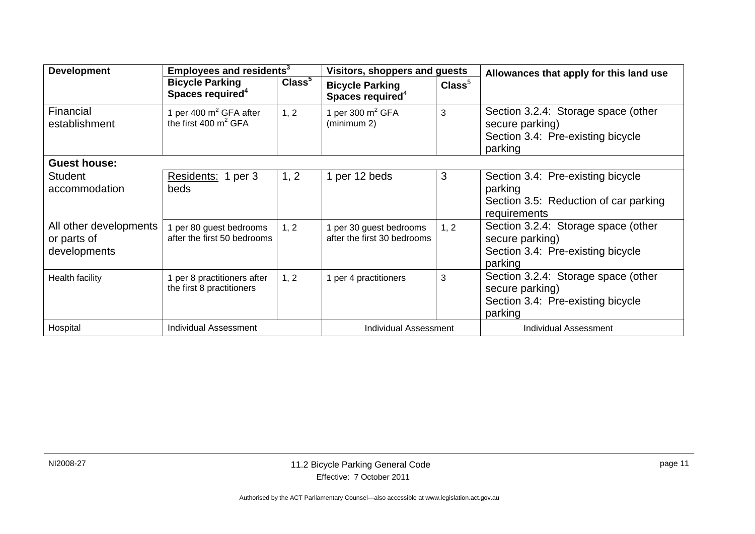| Development | Employees and residents[3] | | Visitors, shoppers and guests | | Allowances that apply for this land use |
|---|---|---|---|---|---|
| | Bicycle Parking Spaces required[4] | Class[5] | Bicycle Parking Spaces required[4] | Class[5] | |
| Financial establishment | 1 per 400 $m^2$ GFA after the first 400 $m^2$ GFA | 1, 2 | 1 per 300 $m^2$ GFA (minimum 2) | 3 | Section 3.2.4: Storage space (other secure parking)<br>Section 3.4: Pre-existing bicycle parking |
| **Guest house:** | | | | | |
| Student accommodation | Residents: 1 per 3 beds | 1, 2 | 1 per 12 beds | 3 | Section 3.4: Pre-existing bicycle parking<br>Section 3.5: Reduction of car parking requirements |
| All other developments or parts of developments | 1 per 80 guest bedrooms after the first 50 bedrooms | 1, 2 | 1 per 30 guest bedrooms after the first 30 bedrooms | 1, 2 | Section 3.2.4: Storage space (other secure parking)<br>Section 3.4: Pre-existing bicycle parking |
| Health facility | 1 per 8 practitioners after the first 8 practitioners | 1, 2 | 1 per 4 practitioners | 3 | Section 3.2.4: Storage space (other secure parking)<br>Section 3.4: Pre-existing bicycle parking |
| Hospital | Individual Assessment | | Individual Assessment | | Individual Assessment |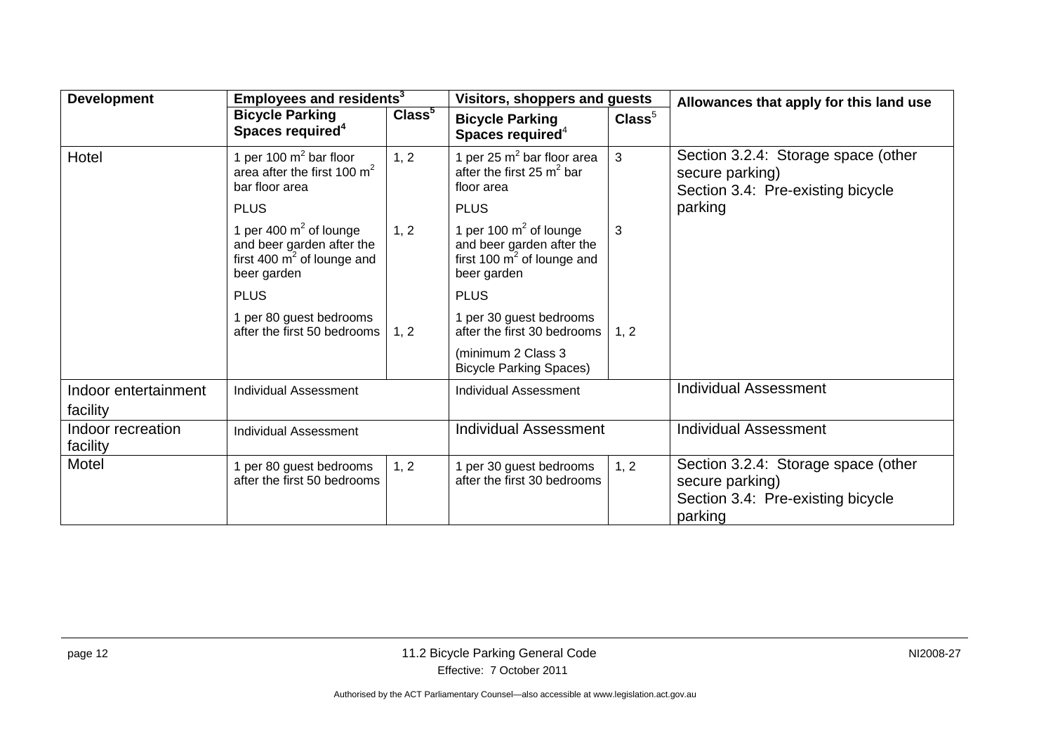| Development | Employees and residents[3] | | Visitors, shoppers and guests | | Allowances that apply for this land use |
|---|---|---|---|---|---|
| | **Bicycle Parking Spaces required[4]** | **Class[5]** | **Bicycle Parking Spaces required[4]** | **Class[5]** | |
| Hotel | 1 per 100 $m^2$ bar floor area after the first 100 $m^2$ bar floor area | 1, 2 | 1 per 25 $m^2$ bar floor area after the first 25 $m^2$ bar floor area | 3 | Section 3.2.4: Storage space (other secure parking) Section 3.4: Pre-existing bicycle parking |
| | PLUS | | PLUS | | |
| | 1 per 400 $m^2$ of lounge and beer garden after the first 400 $m^2$ of lounge and beer garden | 1, 2 | 1 per 100 $m^2$ of lounge and beer garden after the first 100 $m^2$ of lounge and beer garden | 3 | |
| | PLUS | | PLUS | | |
| | 1 per 80 guest bedrooms after the first 50 bedrooms | 1, 2 | 1 per 30 guest bedrooms after the first 30 bedrooms | 1, 2 | |
| | | | (minimum 2 Class 3 Bicycle Parking Spaces) | | |
| Indoor entertainment facility | Individual Assessment | | Individual Assessment | | Individual Assessment |
| Indoor recreation facility | Individual Assessment | | Individual Assessment | | Individual Assessment |
| Motel | 1 per 80 guest bedrooms after the first 50 bedrooms | 1, 2 | 1 per 30 guest bedrooms after the first 30 bedrooms | 1, 2 | Section 3.2.4: Storage space (other secure parking) Section 3.4: Pre-existing bicycle parking |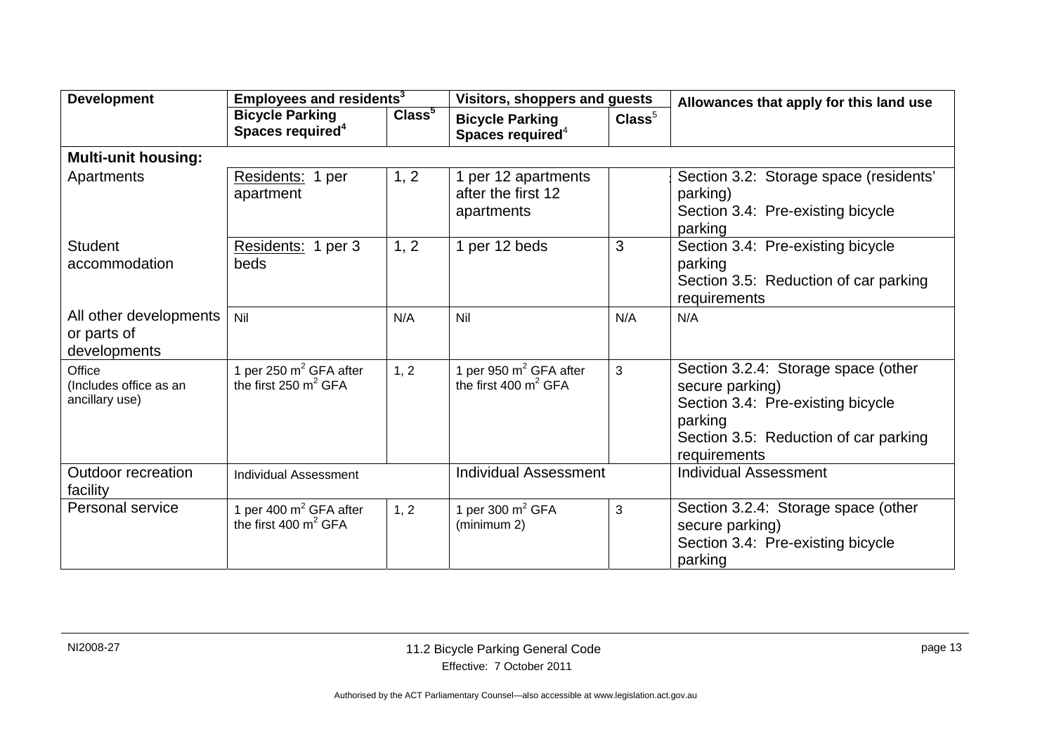| Development | Employees and residents[3] | | Visitors, shoppers and guests | | Allowances that apply for this land use |
|---|---|---|---|---|---|
| | Bicycle Parking Spaces required[4] | Class[5] | Bicycle Parking Spaces required[4] | Class[5] | |
| **Multi-unit housing:** | | | | | |
| Apartments | Residents: 1 per apartment | 1, 2 | 1 per 12 apartments after the first 12 apartments | | Section 3.2: Storage space (residents' parking)<br>Section 3.4: Pre-existing bicycle parking |
| Student accommodation | Residents: 1 per 3 beds | 1, 2 | 1 per 12 beds | 3 | Section 3.4: Pre-existing bicycle parking<br>Section 3.5: Reduction of car parking requirements |
| All other developments or parts of developments | Nil | N/A | Nil | N/A | N/A |
| Office (Includes office as an ancillary use) | 1 per 250 $m^2$ GFA after the first 250 $m^2$ GFA | 1, 2 | 1 per 950 $m^2$ GFA after the first 400 $m^2$ GFA | 3 | Section 3.2.4: Storage space (other secure parking)<br>Section 3.4: Pre-existing bicycle parking<br>Section 3.5: Reduction of car parking requirements |
| Outdoor recreation facility | Individual Assessment | | Individual Assessment | | Individual Assessment |
| Personal service | 1 per 400 $m^2$ GFA after the first 400 $m^2$ GFA | 1, 2 | 1 per 300 $m^2$ GFA (minimum 2) | 3 | Section 3.2.4: Storage space (other secure parking)<br>Section 3.4: Pre-existing bicycle parking |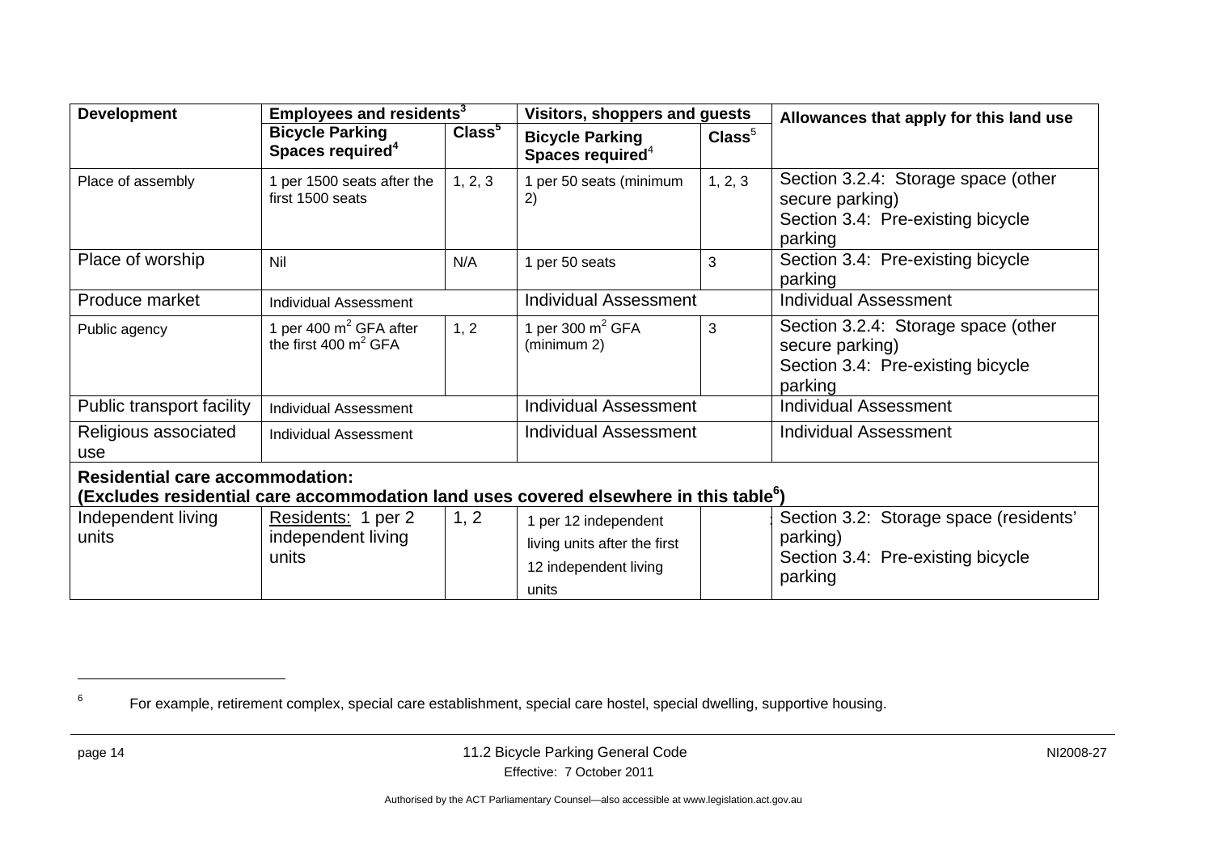| Development | Employees and residents[3] | | Visitors, shoppers and guests | | Allowances that apply for this land use |
|---|---|---|---|---|---|
| | Bicycle Parking Spaces required[4] | Class[5] | Bicycle Parking Spaces required[4] | Class[5] | |
| Place of assembly | 1 per 1500 seats after the first 1500 seats | 1, 2, 3 | 1 per 50 seats (minimum 2) | 1, 2, 3 | Section 3.2.4: Storage space (other secure parking)<br>Section 3.4: Pre-existing bicycle parking |
| Place of worship | Nil | N/A | 1 per 50 seats | 3 | Section 3.4: Pre-existing bicycle parking |
| Produce market | Individual Assessment | | Individual Assessment | | Individual Assessment |
| Public agency | 1 per 400 $m^2$ GFA after the first 400 $m^2$ GFA | 1, 2 | 1 per 300 $m^2$ GFA (minimum 2) | 3 | Section 3.2.4: Storage space (other secure parking)<br>Section 3.4: Pre-existing bicycle parking |
| Public transport facility | Individual Assessment | | Individual Assessment | | Individual Assessment |
| Religious associated use | Individual Assessment | | Individual Assessment | | Individual Assessment |
| **Residential care accommodation:**<br>**(Excludes residential care accommodation land uses covered elsewhere in this table[6])** | | | | | |
| Independent living units | Residents: 1 per 2 independent living units | 1, 2 | 1 per 12 independent living units after the first 12 independent living units | | Section 3.2: Storage space (residents' parking)<br>Section 3.4: Pre-existing bicycle parking |

[6] For example, retirement complex, special care establishment, special care hostel, special dwelling, supportive housing.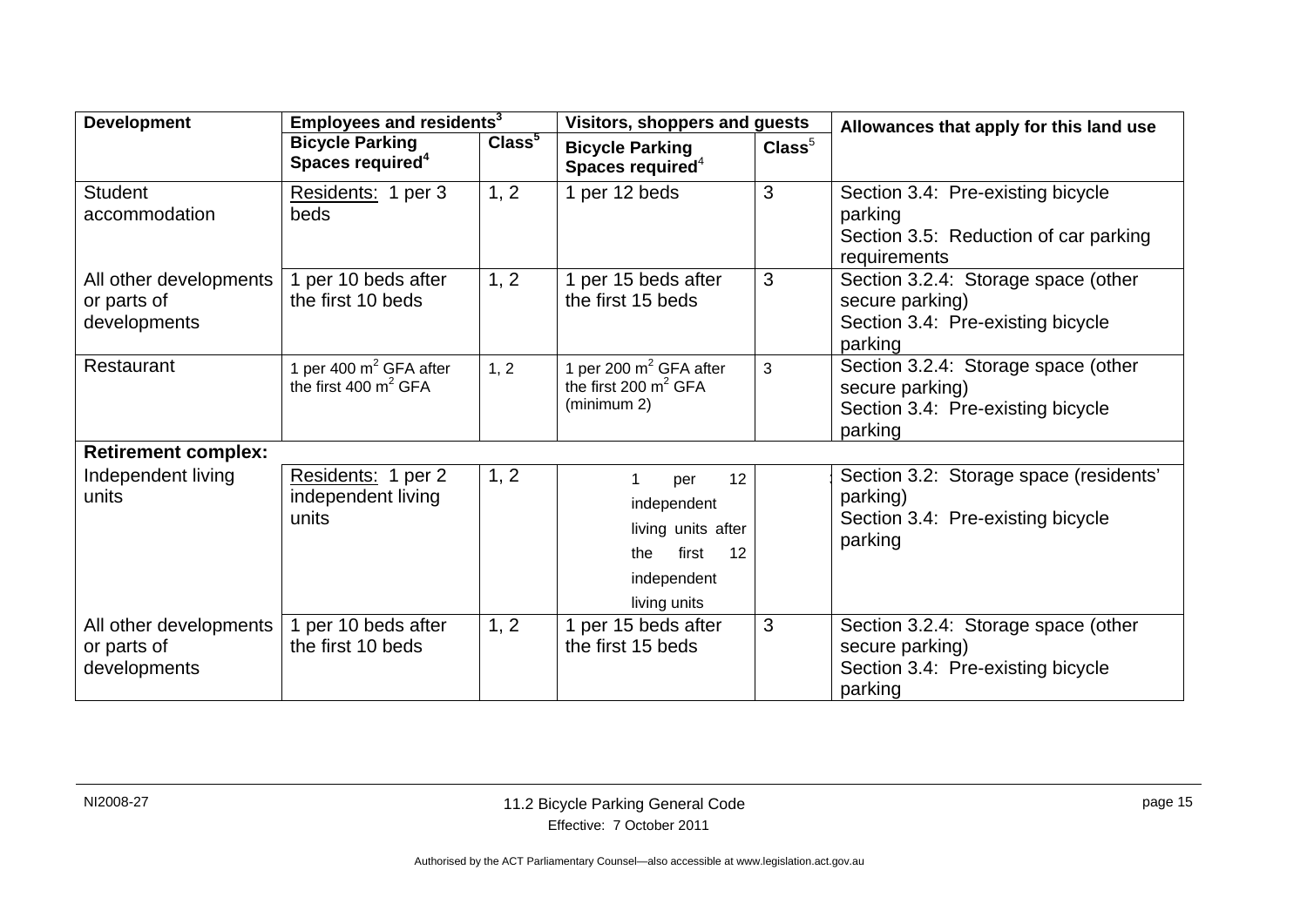| Development | Employees and residents[3] | | Visitors, shoppers and guests | | Allowances that apply for this land use |
|---|---|---|---|---|---|
| | Bicycle Parking Spaces required[4] | Class[5] | Bicycle Parking Spaces required[4] | Class[5] | |
| Student accommodation | Residents: 1 per 3 beds | 1, 2 | 1 per 12 beds | 3 | Section 3.4: Pre-existing bicycle parking<br>Section 3.5: Reduction of car parking requirements |
| All other developments or parts of developments | 1 per 10 beds after the first 10 beds | 1, 2 | 1 per 15 beds after the first 15 beds | 3 | Section 3.2.4: Storage space (other secure parking)<br>Section 3.4: Pre-existing bicycle parking |
| Restaurant | 1 per 400 $m^2$ GFA after the first 400 $m^2$ GFA | 1, 2 | 1 per 200 $m^2$ GFA after the first 200 $m^2$ GFA (minimum 2) | 3 | Section 3.2.4: Storage space (other secure parking)<br>Section 3.4: Pre-existing bicycle parking |
| **Retirement complex:** | | | | | |
| Independent living units | Residents: 1 per 2 independent living units | 1, 2 | 1 per 12 independent living units after the first 12 independent living units | 3 | Section 3.2: Storage space (residents' parking)<br>Section 3.4: Pre-existing bicycle parking |
| All other developments or parts of developments | 1 per 10 beds after the first 10 beds | 1, 2 | 1 per 15 beds after the first 15 beds | 3 | Section 3.2.4: Storage space (other secure parking)<br>Section 3.4: Pre-existing bicycle parking |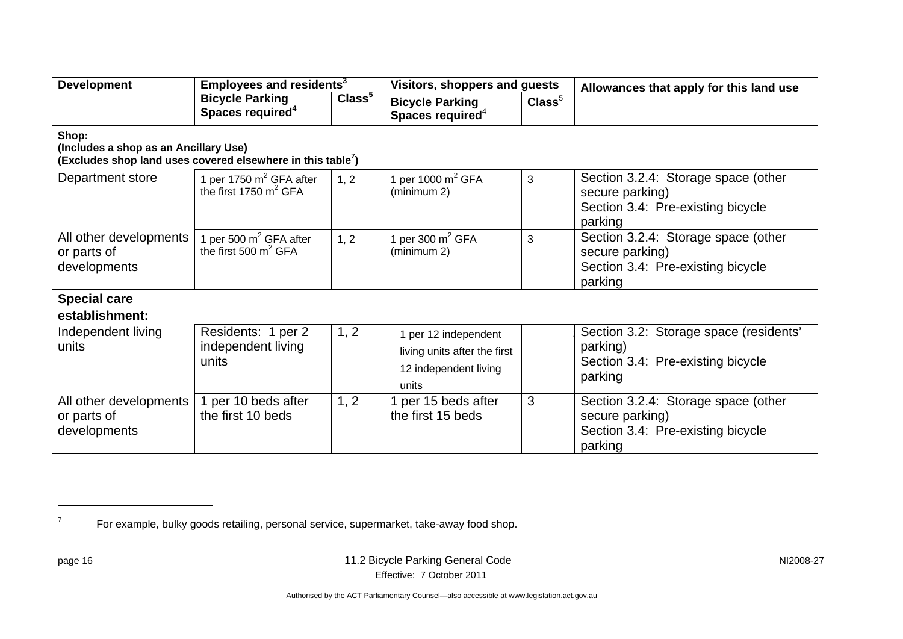| Development | Employees and residents[3] | | Visitors, shoppers and guests | | Allowances that apply for this land use |
|---|---|---|---|---|---|
| | Bicycle Parking Spaces required[4] | Class[5] | Bicycle Parking Spaces required[4] | Class[5] | |
| **Shop:** **(Includes a shop as an Ancillary Use)** **(Excludes shop land uses covered elsewhere in this table[7])** | | | | | |
| Department store | 1 per 1750 $m^2$ GFA after the first 1750 $m^2$ GFA | 1, 2 | 1 per 1000 $m^2$ GFA (minimum 2) | 3 | Section 3.2.4: Storage space (other secure parking) Section 3.4: Pre-existing bicycle parking |
| All other developments or parts of developments | 1 per 500 $m^2$ GFA after the first 500 $m^2$ GFA | 1, 2 | 1 per 300 $m^2$ GFA (minimum 2) | 3 | Section 3.2.4: Storage space (other secure parking) Section 3.4: Pre-existing bicycle parking |
| **Special care establishment:** | | | | | |
| Independent living units | Residents: 1 per 2 independent living units | 1, 2 | 1 per 12 independent living units after the first 12 independent living units | | Section 3.2: Storage space (residents' parking) Section 3.4: Pre-existing bicycle parking |
| All other developments or parts of developments | 1 per 10 beds after the first 10 beds | 1, 2 | 1 per 15 beds after the first 15 beds | 3 | Section 3.2.4: Storage space (other secure parking) Section 3.4: Pre-existing bicycle parking |

[7] For example, bulky goods retailing, personal service, supermarket, take-away food shop.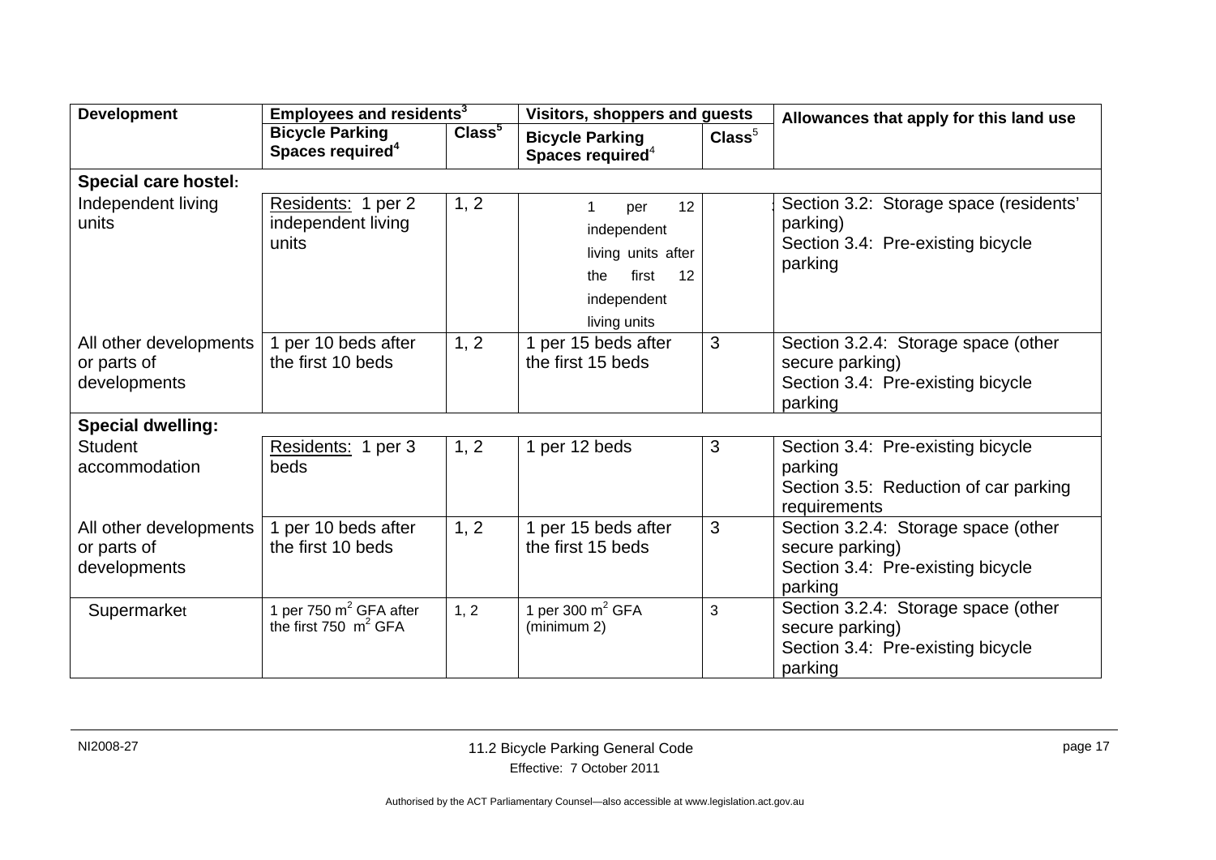| Development | Employees and residents[3] | | Visitors, shoppers and guests | | Allowances that apply for this land use |
|---|---|---|---|---|---|
| | Bicycle Parking Spaces required[4] | Class[5] | Bicycle Parking Spaces required[4] | Class[5] | |
| **Special care hostel:** | | | | | |
| Independent living units | Residents: 1 per 2 independent living units | 1, 2 | 1 per 12 independent living units after the first 12 independent living units | | Section 3.2: Storage space (residents' parking)<br>Section 3.4: Pre-existing bicycle parking |
| All other developments or parts of developments | 1 per 10 beds after the first 10 beds | 1, 2 | 1 per 15 beds after the first 15 beds | 3 | Section 3.2.4: Storage space (other secure parking)<br>Section 3.4: Pre-existing bicycle parking |
| **Special dwelling:** | | | | | |
| Student accommodation | Residents: 1 per 3 beds | 1, 2 | 1 per 12 beds | 3 | Section 3.4: Pre-existing bicycle parking<br>Section 3.5: Reduction of car parking requirements |
| All other developments or parts of developments | 1 per 10 beds after the first 10 beds | 1, 2 | 1 per 15 beds after the first 15 beds | 3 | Section 3.2.4: Storage space (other secure parking)<br>Section 3.4: Pre-existing bicycle parking |
| Supermarket | 1 per 750 $m^2$ GFA after the first 750 $m^2$ GFA | 1, 2 | 1 per 300 $m^2$ GFA (minimum 2) | 3 | Section 3.2.4: Storage space (other secure parking)<br>Section 3.4: Pre-existing bicycle parking |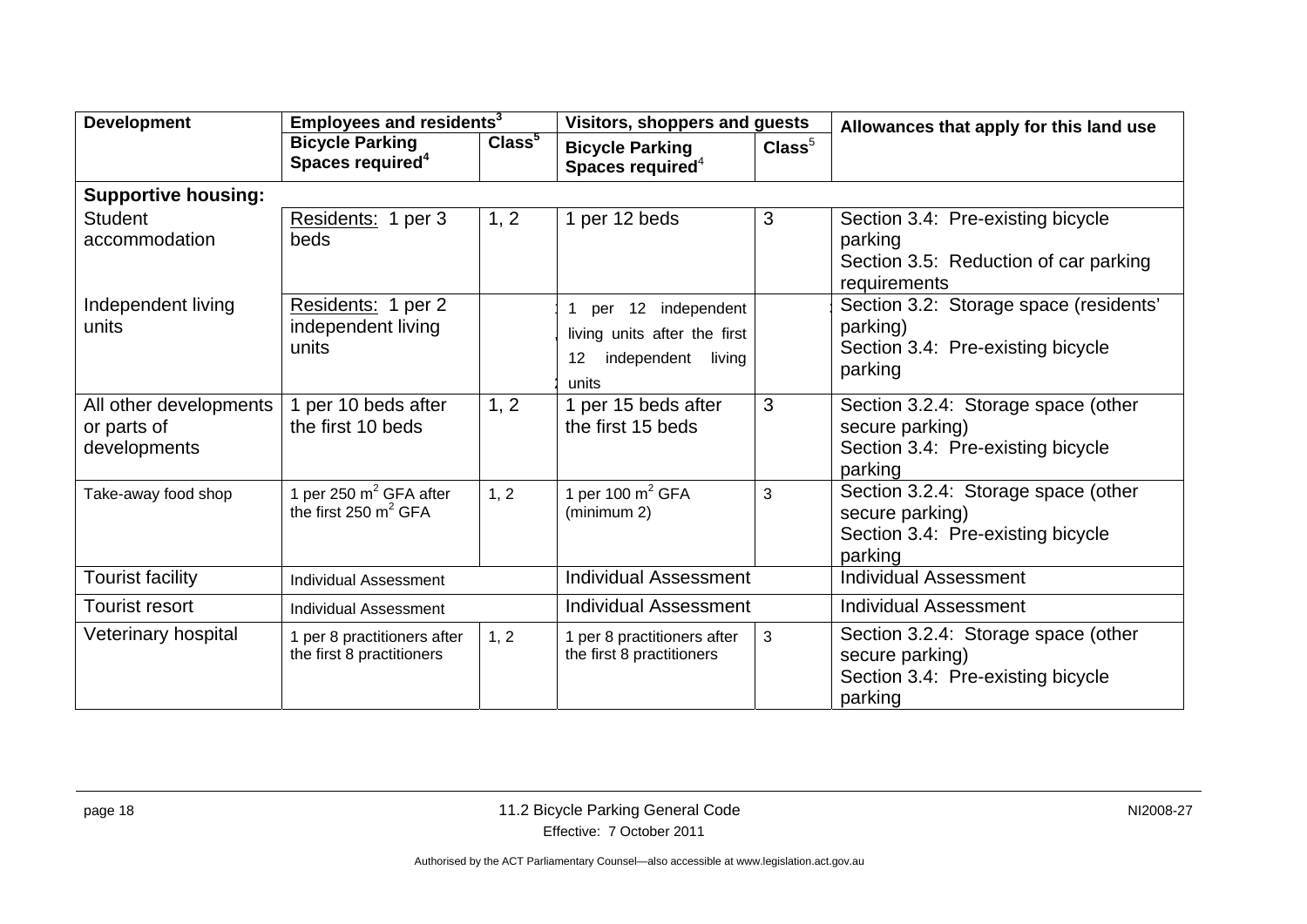| Development | Employees and residents[3] | | Visitors, shoppers and guests | | Allowances that apply for this land use |
|---|---|---|---|---|---|
| | Bicycle Parking Spaces required[4] | Class[5] | Bicycle Parking Spaces required[4] | Class[5] | |
| **Supportive housing:** | | | | | |
| Student accommodation | Residents: 1 per 3 beds | 1, 2 | 1 per 12 beds | 3 | Section 3.4: Pre-existing bicycle parking<br>Section 3.5: Reduction of car parking requirements |
| Independent living units | Residents: 1 per 2 independent living units | | 1 per 12 independent living units after the first 12 independent living units | | Section 3.2: Storage space (residents' parking)<br>Section 3.4: Pre-existing bicycle parking |
| All other developments or parts of developments | 1 per 10 beds after the first 10 beds | 1, 2 | 1 per 15 beds after the first 15 beds | 3 | Section 3.2.4: Storage space (other secure parking)<br>Section 3.4: Pre-existing bicycle parking |
| Take-away food shop | 1 per 250 $m^2$ GFA after the first 250 $m^2$ GFA | 1, 2 | 1 per 100 $m^2$ GFA (minimum 2) | 3 | Section 3.2.4: Storage space (other secure parking)<br>Section 3.4: Pre-existing bicycle parking |
| Tourist facility | Individual Assessment | | Individual Assessment | | Individual Assessment |
| Tourist resort | Individual Assessment | | Individual Assessment | | Individual Assessment |
| Veterinary hospital | 1 per 8 practitioners after the first 8 practitioners | 1, 2 | 1 per 8 practitioners after the first 8 practitioners | 3 | Section 3.2.4: Storage space (other secure parking)<br>Section 3.4: Pre-existing bicycle parking |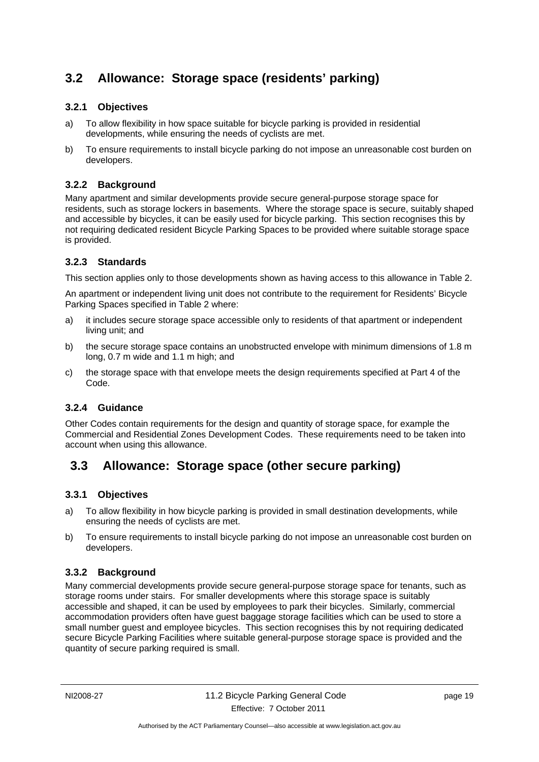## 3.2 Allowance: Storage space (residents' parking)

### 3.2.1 Objectives

a) To allow flexibility in how space suitable for bicycle parking is provided in residential developments, while ensuring the needs of cyclists are met.

b) To ensure requirements to install bicycle parking do not impose an unreasonable cost burden on developers.

### 3.2.2 Background

Many apartment and similar developments provide secure general-purpose storage space for residents, such as storage lockers in basements. Where the storage space is secure, suitably shaped and accessible by bicycles, it can be easily used for bicycle parking. This section recognises this by not requiring dedicated resident Bicycle Parking Spaces to be provided where suitable storage space is provided.

### 3.2.3 Standards

This section applies only to those developments shown as having access to this allowance in Table 2.

An apartment or independent living unit does not contribute to the requirement for Residents' Bicycle Parking Spaces specified in Table 2 where:

a) it includes secure storage space accessible only to residents of that apartment or independent living unit; and

b) the secure storage space contains an unobstructed envelope with minimum dimensions of 1.8 m long, 0.7 m wide and 1.1 m high; and

c) the storage space with that envelope meets the design requirements specified at Part 4 of the Code.

### 3.2.4 Guidance

Other Codes contain requirements for the design and quantity of storage space, for example the Commercial and Residential Zones Development Codes. These requirements need to be taken into account when using this allowance.

## 3.3 Allowance: Storage space (other secure parking)

### 3.3.1 Objectives

a) To allow flexibility in how bicycle parking is provided in small destination developments, while ensuring the needs of cyclists are met.

b) To ensure requirements to install bicycle parking do not impose an unreasonable cost burden on developers.

### 3.3.2 Background

Many commercial developments provide secure general-purpose storage space for tenants, such as storage rooms under stairs. For smaller developments where this storage space is suitably accessible and shaped, it can be used by employees to park their bicycles. Similarly, commercial accommodation providers often have guest baggage storage facilities which can be used to store a small number guest and employee bicycles. This section recognises this by not requiring dedicated secure Bicycle Parking Facilities where suitable general-purpose storage space is provided and the quantity of secure parking required is small.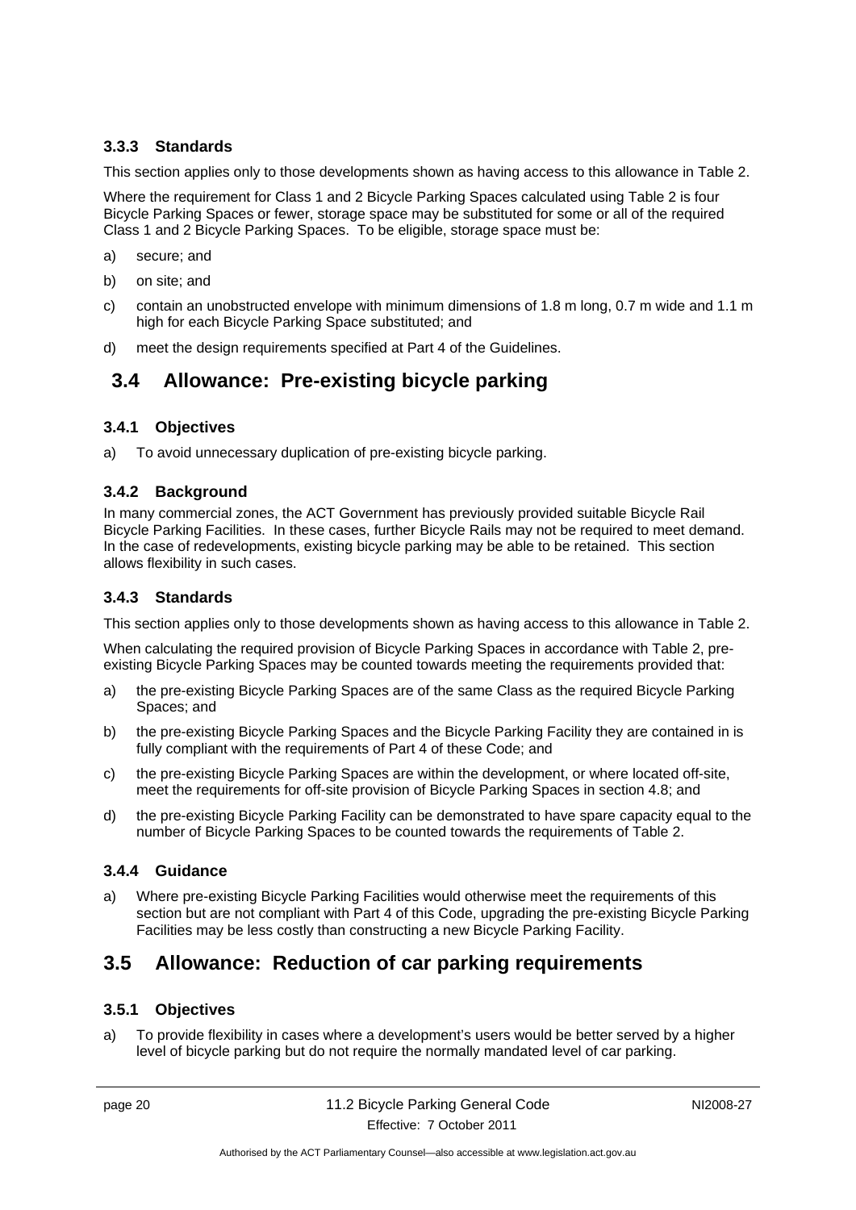### 3.3.3 Standards

This section applies only to those developments shown as having access to this allowance in Table 2.

Where the requirement for Class 1 and 2 Bicycle Parking Spaces calculated using Table 2 is four Bicycle Parking Spaces or fewer, storage space may be substituted for some or all of the required Class 1 and 2 Bicycle Parking Spaces. To be eligible, storage space must be:

a) secure; and

b) on site; and

c) contain an unobstructed envelope with minimum dimensions of 1.8 m long, 0.7 m wide and 1.1 m high for each Bicycle Parking Space substituted; and

d) meet the design requirements specified at Part 4 of the Guidelines.

## 3.4 Allowance: Pre-existing bicycle parking

### 3.4.1 Objectives

a) To avoid unnecessary duplication of pre-existing bicycle parking.

### 3.4.2 Background

In many commercial zones, the ACT Government has previously provided suitable Bicycle Rail Bicycle Parking Facilities. In these cases, further Bicycle Rails may not be required to meet demand. In the case of redevelopments, existing bicycle parking may be able to be retained. This section allows flexibility in such cases.

### 3.4.3 Standards

This section applies only to those developments shown as having access to this allowance in Table 2.

When calculating the required provision of Bicycle Parking Spaces in accordance with Table 2, pre-existing Bicycle Parking Spaces may be counted towards meeting the requirements provided that:

a) the pre-existing Bicycle Parking Spaces are of the same Class as the required Bicycle Parking Spaces; and

b) the pre-existing Bicycle Parking Spaces and the Bicycle Parking Facility they are contained in is fully compliant with the requirements of Part 4 of these Code; and

c) the pre-existing Bicycle Parking Spaces are within the development, or where located off-site, meet the requirements for off-site provision of Bicycle Parking Spaces in section 4.8; and

d) the pre-existing Bicycle Parking Facility can be demonstrated to have spare capacity equal to the number of Bicycle Parking Spaces to be counted towards the requirements of Table 2.

### 3.4.4 Guidance

a) Where pre-existing Bicycle Parking Facilities would otherwise meet the requirements of this section but are not compliant with Part 4 of this Code, upgrading the pre-existing Bicycle Parking Facilities may be less costly than constructing a new Bicycle Parking Facility.

## 3.5 Allowance: Reduction of car parking requirements

### 3.5.1 Objectives

a) To provide flexibility in cases where a development's users would be better served by a higher level of bicycle parking but do not require the normally mandated level of car parking.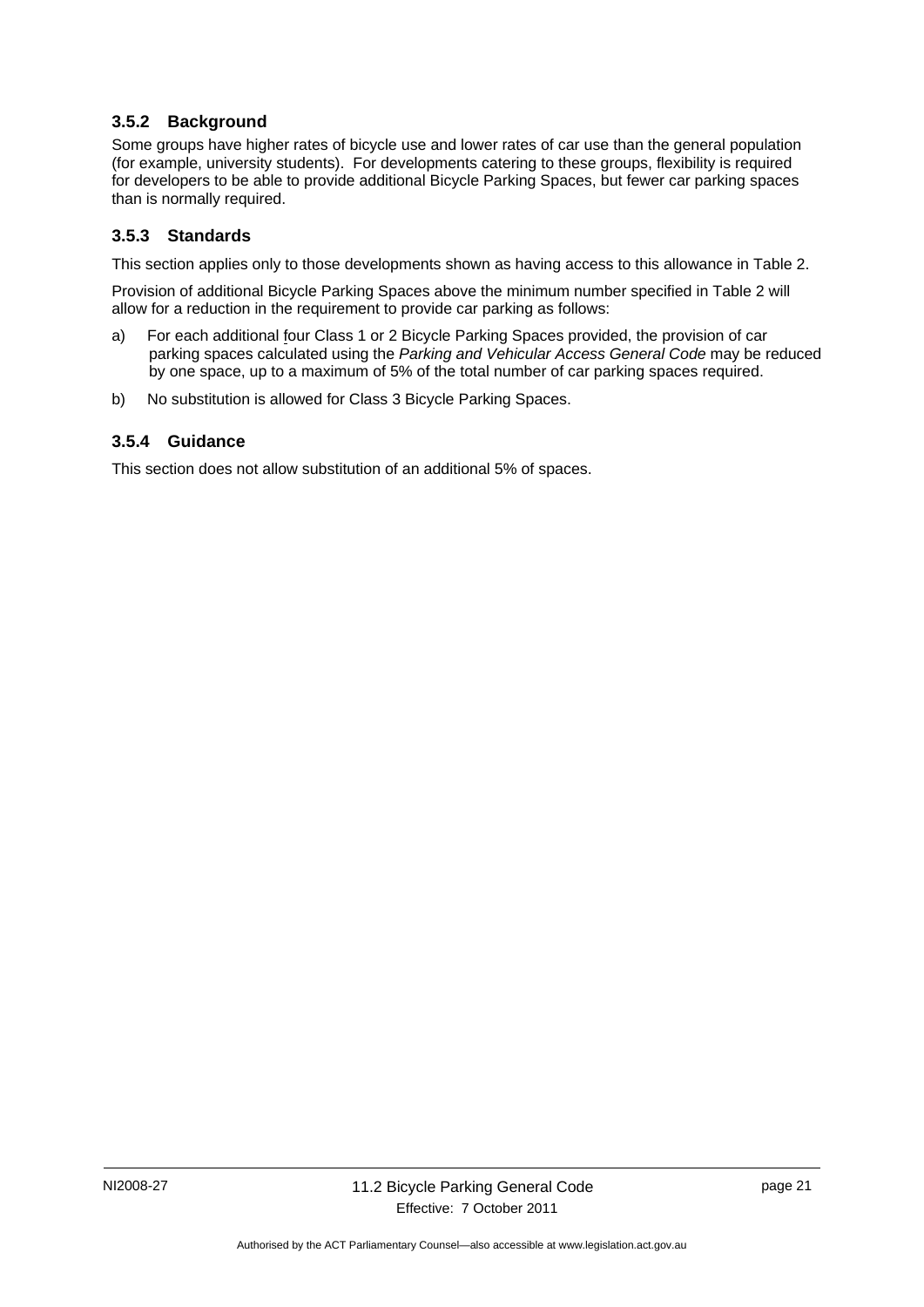### 3.5.2 Background

Some groups have higher rates of bicycle use and lower rates of car use than the general population (for example, university students). For developments catering to these groups, flexibility is required for developers to be able to provide additional Bicycle Parking Spaces, but fewer car parking spaces than is normally required.

### 3.5.3 Standards

This section applies only to those developments shown as having access to this allowance in Table 2.

Provision of additional Bicycle Parking Spaces above the minimum number specified in Table 2 will allow for a reduction in the requirement to provide car parking as follows:

a) For each additional four Class 1 or 2 Bicycle Parking Spaces provided, the provision of car parking spaces calculated using the *Parking and Vehicular Access General Code* may be reduced by one space, up to a maximum of 5% of the total number of car parking spaces required.

b) No substitution is allowed for Class 3 Bicycle Parking Spaces.

### 3.5.4 Guidance

This section does not allow substitution of an additional 5% of spaces.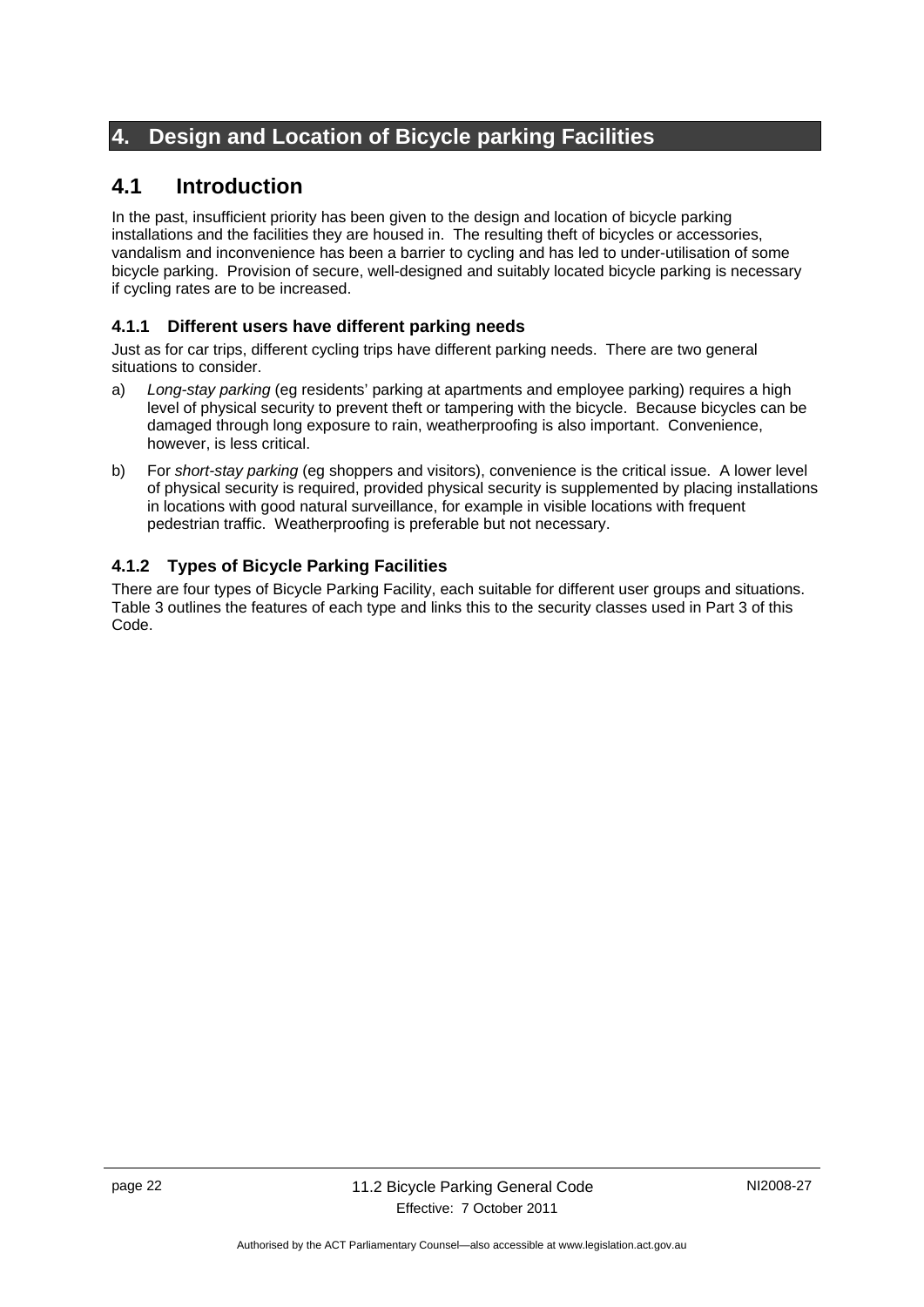# 4. Design and Location of Bicycle parking Facilities

## 4.1 Introduction

In the past, insufficient priority has been given to the design and location of bicycle parking installations and the facilities they are housed in. The resulting theft of bicycles or accessories, vandalism and inconvenience has been a barrier to cycling and has led to under-utilisation of some bicycle parking. Provision of secure, well-designed and suitably located bicycle parking is necessary if cycling rates are to be increased.

### 4.1.1 Different users have different parking needs

Just as for car trips, different cycling trips have different parking needs. There are two general situations to consider.

a) *Long-stay parking* (eg residents' parking at apartments and employee parking) requires a high level of physical security to prevent theft or tampering with the bicycle. Because bicycles can be damaged through long exposure to rain, weatherproofing is also important. Convenience, however, is less critical.

b) For *short-stay parking* (eg shoppers and visitors), convenience is the critical issue. A lower level of physical security is required, provided physical security is supplemented by placing installations in locations with good natural surveillance, for example in visible locations with frequent pedestrian traffic. Weatherproofing is preferable but not necessary.

### 4.1.2 Types of Bicycle Parking Facilities

There are four types of Bicycle Parking Facility, each suitable for different user groups and situations. Table 3 outlines the features of each type and links this to the security classes used in Part 3 of this Code.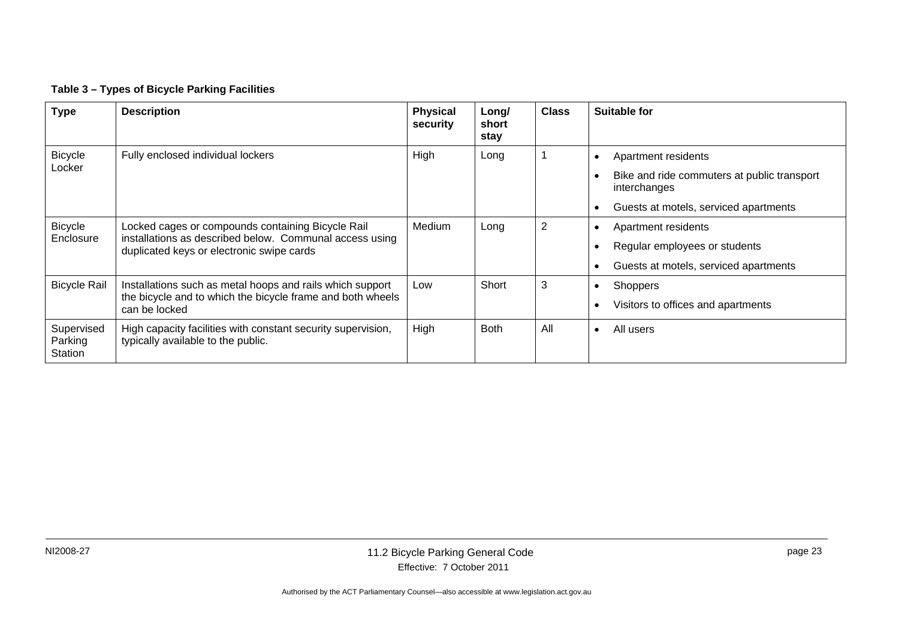**Table 3 – Types of Bicycle Parking Facilities**

| Type | Description | Physical security | Long/ short stay | Class | Suitable for |
|---|---|---|---|---|---|
| Bicycle Locker | Fully enclosed individual lockers | High | Long | 1 | • Apartment residents<br>• Bike and ride commuters at public transport interchanges<br>• Guests at motels, serviced apartments |
| Bicycle Enclosure | Locked cages or compounds containing Bicycle Rail installations as described below. Communal access using duplicated keys or electronic swipe cards | Medium | Long | 2 | • Apartment residents<br>• Regular employees or students<br>• Guests at motels, serviced apartments |
| Bicycle Rail | Installations such as metal hoops and rails which support the bicycle and to which the bicycle frame and both wheels can be locked | Low | Short | 3 | • Shoppers<br>• Visitors to offices and apartments |
| Supervised Parking Station | High capacity facilities with constant security supervision, typically available to the public. | High | Both | All | • All users |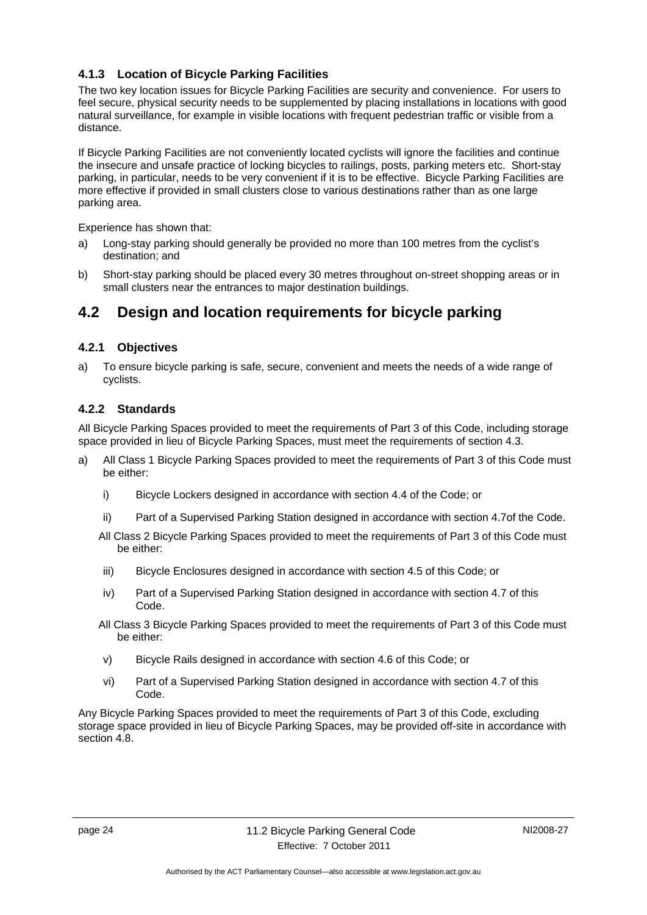### 4.1.3 Location of Bicycle Parking Facilities

The two key location issues for Bicycle Parking Facilities are security and convenience. For users to feel secure, physical security needs to be supplemented by placing installations in locations with good natural surveillance, for example in visible locations with frequent pedestrian traffic or visible from a distance.

If Bicycle Parking Facilities are not conveniently located cyclists will ignore the facilities and continue the insecure and unsafe practice of locking bicycles to railings, posts, parking meters etc. Short-stay parking, in particular, needs to be very convenient if it is to be effective. Bicycle Parking Facilities are more effective if provided in small clusters close to various destinations rather than as one large parking area.

Experience has shown that:

a) Long-stay parking should generally be provided no more than 100 metres from the cyclist's destination; and

b) Short-stay parking should be placed every 30 metres throughout on-street shopping areas or in small clusters near the entrances to major destination buildings.

## 4.2 Design and location requirements for bicycle parking

### 4.2.1 Objectives

a) To ensure bicycle parking is safe, secure, convenient and meets the needs of a wide range of cyclists.

### 4.2.2 Standards

All Bicycle Parking Spaces provided to meet the requirements of Part 3 of this Code, including storage space provided in lieu of Bicycle Parking Spaces, must meet the requirements of section 4.3.

a) All Class 1 Bicycle Parking Spaces provided to meet the requirements of Part 3 of this Code must be either:

   i) Bicycle Lockers designed in accordance with section 4.4 of the Code; or

   ii) Part of a Supervised Parking Station designed in accordance with section 4.7of the Code.

   All Class 2 Bicycle Parking Spaces provided to meet the requirements of Part 3 of this Code must be either:

   iii) Bicycle Enclosures designed in accordance with section 4.5 of this Code; or

   iv) Part of a Supervised Parking Station designed in accordance with section 4.7 of this Code.

   All Class 3 Bicycle Parking Spaces provided to meet the requirements of Part 3 of this Code must be either:

   v) Bicycle Rails designed in accordance with section 4.6 of this Code; or

   vi) Part of a Supervised Parking Station designed in accordance with section 4.7 of this Code.

Any Bicycle Parking Spaces provided to meet the requirements of Part 3 of this Code, excluding storage space provided in lieu of Bicycle Parking Spaces, may be provided off-site in accordance with section 4.8.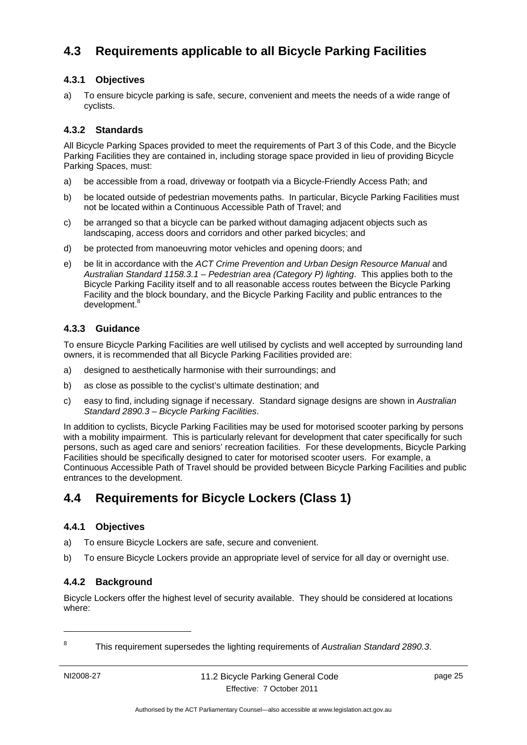## 4.3 Requirements applicable to all Bicycle Parking Facilities

### 4.3.1 Objectives

a) To ensure bicycle parking is safe, secure, convenient and meets the needs of a wide range of cyclists.

### 4.3.2 Standards

All Bicycle Parking Spaces provided to meet the requirements of Part 3 of this Code, and the Bicycle Parking Facilities they are contained in, including storage space provided in lieu of providing Bicycle Parking Spaces, must:

a) be accessible from a road, driveway or footpath via a Bicycle-Friendly Access Path; and

b) be located outside of pedestrian movements paths. In particular, Bicycle Parking Facilities must not be located within a Continuous Accessible Path of Travel; and

c) be arranged so that a bicycle can be parked without damaging adjacent objects such as landscaping, access doors and corridors and other parked bicycles; and

d) be protected from manoeuvring motor vehicles and opening doors; and

e) be lit in accordance with the *ACT Crime Prevention and Urban Design Resource Manual* and *Australian Standard 1158.3.1 – Pedestrian area (Category P) lighting*. This applies both to the Bicycle Parking Facility itself and to all reasonable access routes between the Bicycle Parking Facility and the block boundary, and the Bicycle Parking Facility and public entrances to the development.[8]

### 4.3.3 Guidance

To ensure Bicycle Parking Facilities are well utilised by cyclists and well accepted by surrounding land owners, it is recommended that all Bicycle Parking Facilities provided are:

a) designed to aesthetically harmonise with their surroundings; and

b) as close as possible to the cyclist's ultimate destination; and

c) easy to find, including signage if necessary. Standard signage designs are shown in *Australian Standard 2890.3 – Bicycle Parking Facilities*.

In addition to cyclists, Bicycle Parking Facilities may be used for motorised scooter parking by persons with a mobility impairment. This is particularly relevant for development that cater specifically for such persons, such as aged care and seniors' recreation facilities. For these developments, Bicycle Parking Facilities should be specifically designed to cater for motorised scooter users. For example, a Continuous Accessible Path of Travel should be provided between Bicycle Parking Facilities and public entrances to the development.

## 4.4 Requirements for Bicycle Lockers (Class 1)

### 4.4.1 Objectives

a) To ensure Bicycle Lockers are safe, secure and convenient.

b) To ensure Bicycle Lockers provide an appropriate level of service for all day or overnight use.

### 4.4.2 Background

Bicycle Lockers offer the highest level of security available. They should be considered at locations where:

---

[8] This requirement supersedes the lighting requirements of *Australian Standard 2890.3*.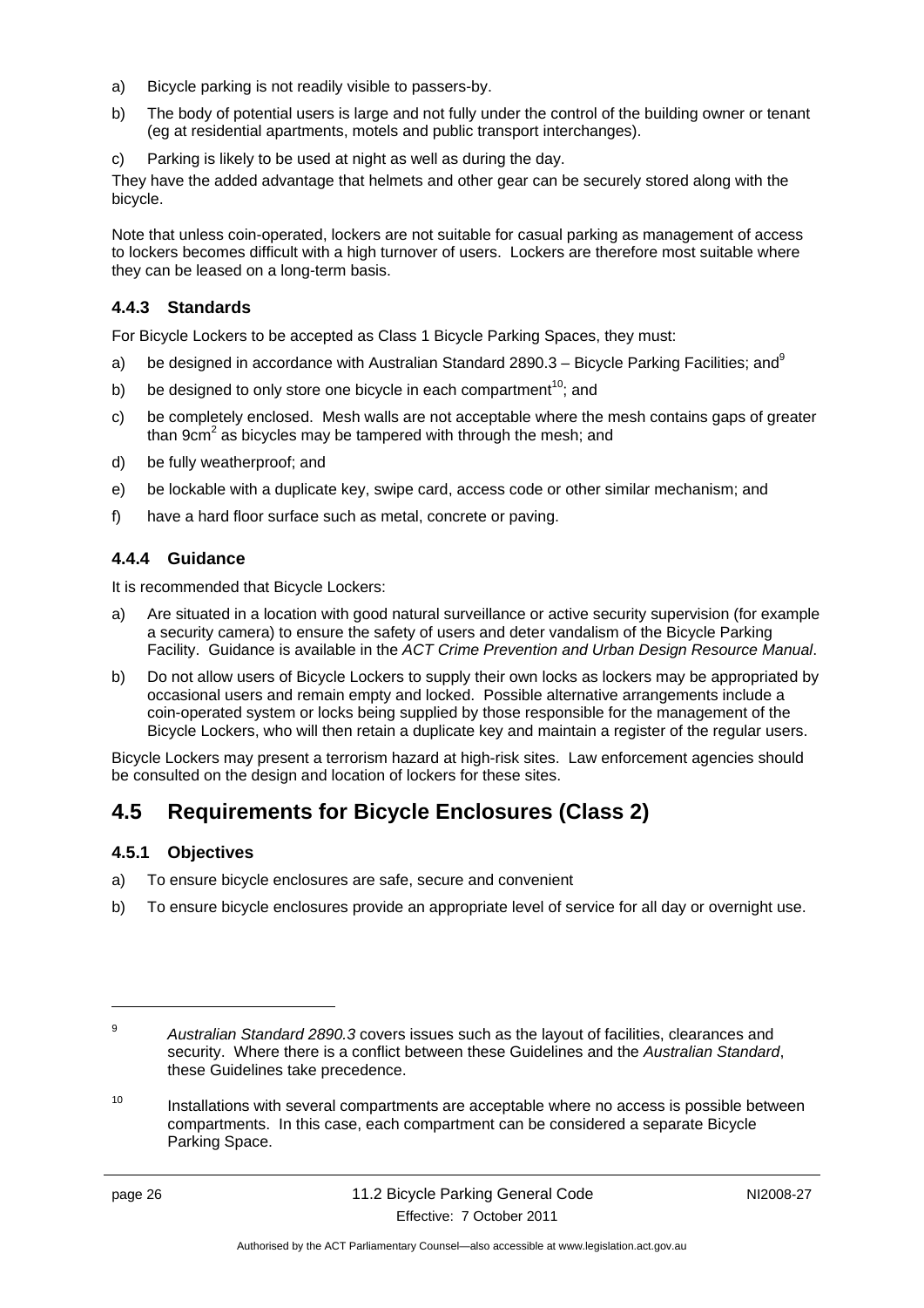a) Bicycle parking is not readily visible to passers-by.

b) The body of potential users is large and not fully under the control of the building owner or tenant (eg at residential apartments, motels and public transport interchanges).

c) Parking is likely to be used at night as well as during the day.

They have the added advantage that helmets and other gear can be securely stored along with the bicycle.

Note that unless coin-operated, lockers are not suitable for casual parking as management of access to lockers becomes difficult with a high turnover of users. Lockers are therefore most suitable where they can be leased on a long-term basis.

### 4.4.3 Standards

For Bicycle Lockers to be accepted as Class 1 Bicycle Parking Spaces, they must:

a) be designed in accordance with Australian Standard 2890.3 – Bicycle Parking Facilities; and[9]

b) be designed to only store one bicycle in each compartment[10]; and

c) be completely enclosed. Mesh walls are not acceptable where the mesh contains gaps of greater than $9cm^2$ as bicycles may be tampered with through the mesh; and

d) be fully weatherproof; and

e) be lockable with a duplicate key, swipe card, access code or other similar mechanism; and

f) have a hard floor surface such as metal, concrete or paving.

### 4.4.4 Guidance

It is recommended that Bicycle Lockers:

a) Are situated in a location with good natural surveillance or active security supervision (for example a security camera) to ensure the safety of users and deter vandalism of the Bicycle Parking Facility. Guidance is available in the *ACT Crime Prevention and Urban Design Resource Manual*.

b) Do not allow users of Bicycle Lockers to supply their own locks as lockers may be appropriated by occasional users and remain empty and locked. Possible alternative arrangements include a coin-operated system or locks being supplied by those responsible for the management of the Bicycle Lockers, who will then retain a duplicate key and maintain a register of the regular users.

Bicycle Lockers may present a terrorism hazard at high-risk sites. Law enforcement agencies should be consulted on the design and location of lockers for these sites.

## 4.5 Requirements for Bicycle Enclosures (Class 2)

### 4.5.1 Objectives

a) To ensure bicycle enclosures are safe, secure and convenient

b) To ensure bicycle enclosures provide an appropriate level of service for all day or overnight use.

---

[9] *Australian Standard 2890.3* covers issues such as the layout of facilities, clearances and security. Where there is a conflict between these Guidelines and the *Australian Standard*, these Guidelines take precedence.

[10] Installations with several compartments are acceptable where no access is possible between compartments. In this case, each compartment can be considered a separate Bicycle Parking Space.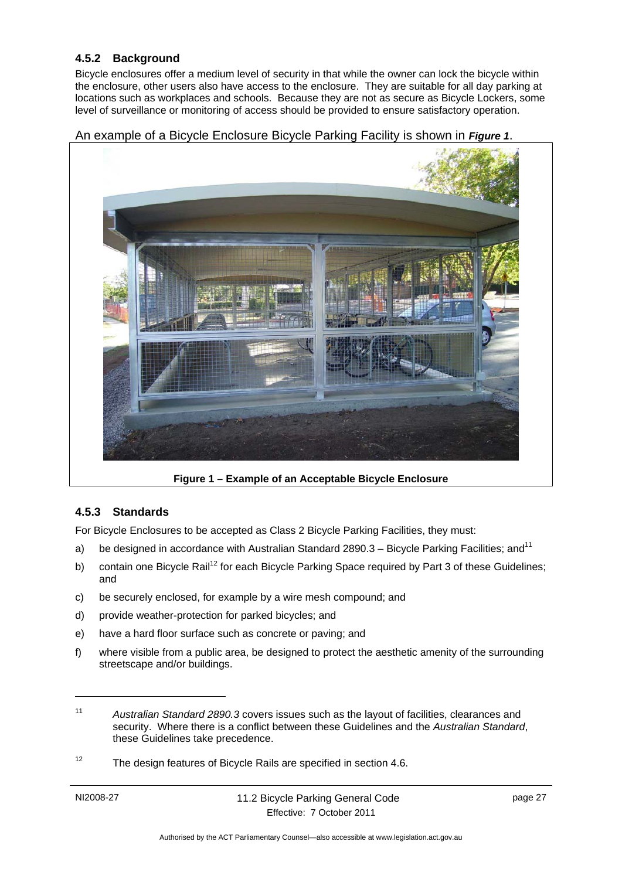### 4.5.2 Background

Bicycle enclosures offer a medium level of security in that while the owner can lock the bicycle within the enclosure, other users also have access to the enclosure. They are suitable for all day parking at locations such as workplaces and schools. Because they are not as secure as Bicycle Lockers, some level of surveillance or monitoring of access should be provided to ensure satisfactory operation.

An example of a Bicycle Enclosure Bicycle Parking Facility is shown in ***Figure 1***.

**Figure 1 – Example of an Acceptable Bicycle Enclosure**

### 4.5.3 Standards

For Bicycle Enclosures to be accepted as Class 2 Bicycle Parking Facilities, they must:

a) be designed in accordance with Australian Standard 2890.3 – Bicycle Parking Facilities; and[11]

b) contain one Bicycle Rail[12] for each Bicycle Parking Space required by Part 3 of these Guidelines; and

c) be securely enclosed, for example by a wire mesh compound; and

d) provide weather-protection for parked bicycles; and

e) have a hard floor surface such as concrete or paving; and

f) where visible from a public area, be designed to protect the aesthetic amenity of the surrounding streetscape and/or buildings.

---

[11] *Australian Standard 2890.3* covers issues such as the layout of facilities, clearances and security. Where there is a conflict between these Guidelines and the *Australian Standard*, these Guidelines take precedence.

[12] The design features of Bicycle Rails are specified in section 4.6.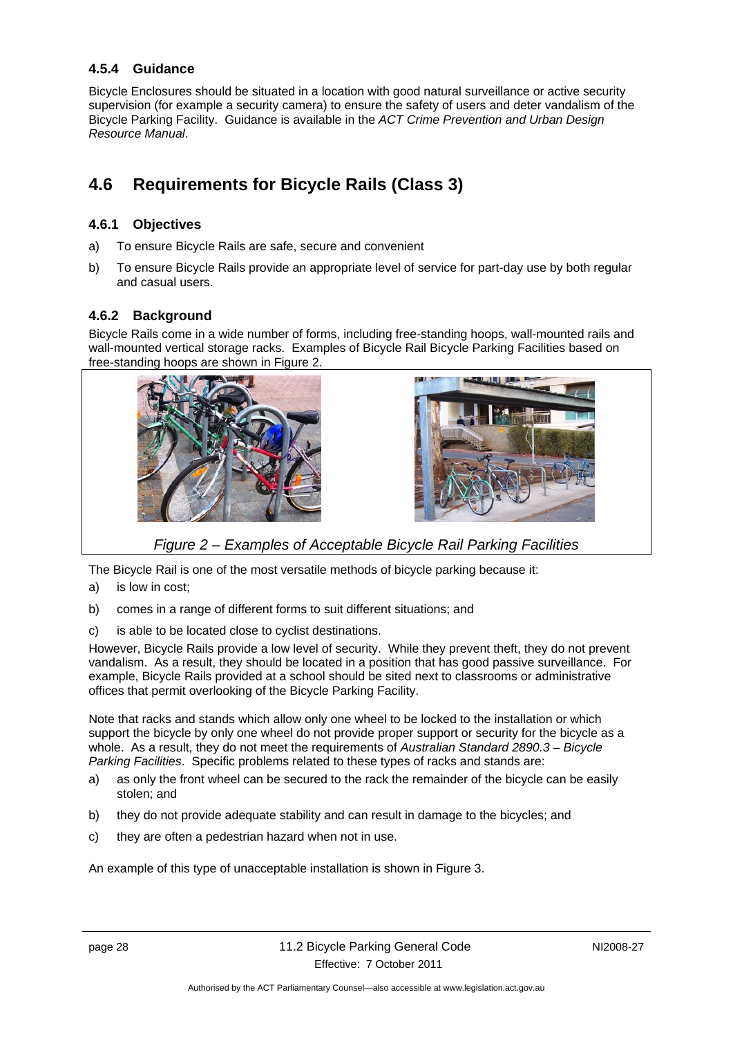### 4.5.4 Guidance

Bicycle Enclosures should be situated in a location with good natural surveillance or active security supervision (for example a security camera) to ensure the safety of users and deter vandalism of the Bicycle Parking Facility. Guidance is available in the *ACT Crime Prevention and Urban Design Resource Manual*.

## 4.6 Requirements for Bicycle Rails (Class 3)

### 4.6.1 Objectives

a) To ensure Bicycle Rails are safe, secure and convenient

b) To ensure Bicycle Rails provide an appropriate level of service for part-day use by both regular and casual users.

### 4.6.2 Background

Bicycle Rails come in a wide number of forms, including free-standing hoops, wall-mounted rails and wall-mounted vertical storage racks. Examples of Bicycle Rail Bicycle Parking Facilities based on free-standing hoops are shown in Figure 2.

*Figure 2 – Examples of Acceptable Bicycle Rail Parking Facilities*

The Bicycle Rail is one of the most versatile methods of bicycle parking because it:

a) is low in cost;

b) comes in a range of different forms to suit different situations; and

c) is able to be located close to cyclist destinations.

However, Bicycle Rails provide a low level of security. While they prevent theft, they do not prevent vandalism. As a result, they should be located in a position that has good passive surveillance. For example, Bicycle Rails provided at a school should be sited next to classrooms or administrative offices that permit overlooking of the Bicycle Parking Facility.

Note that racks and stands which allow only one wheel to be locked to the installation or which support the bicycle by only one wheel do not provide proper support or security for the bicycle as a whole. As a result, they do not meet the requirements of *Australian Standard 2890.3 – Bicycle Parking Facilities*. Specific problems related to these types of racks and stands are:

a) as only the front wheel can be secured to the rack the remainder of the bicycle can be easily stolen; and

b) they do not provide adequate stability and can result in damage to the bicycles; and

c) they are often a pedestrian hazard when not in use.

An example of this type of unacceptable installation is shown in Figure 3.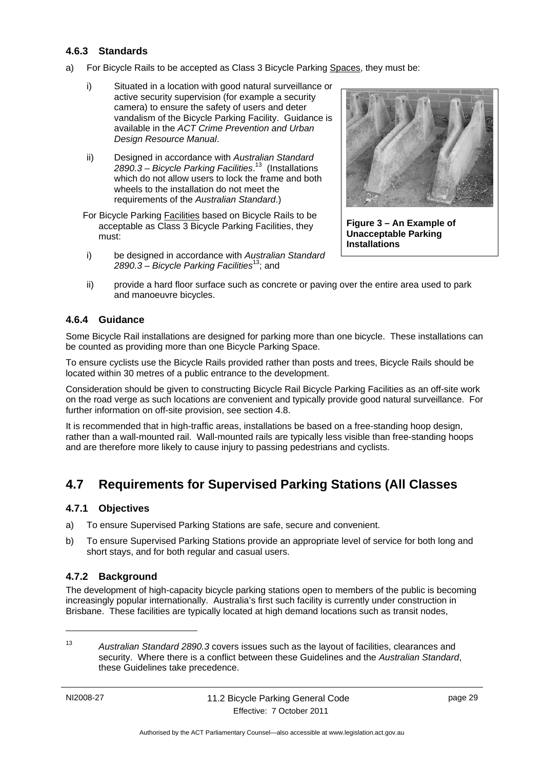### 4.6.3 Standards

a) For Bicycle Rails to be accepted as Class 3 Bicycle Parking Spaces, they must be:

   i) Situated in a location with good natural surveillance or active security supervision (for example a security camera) to ensure the safety of users and deter vandalism of the Bicycle Parking Facility. Guidance is available in the *ACT Crime Prevention and Urban Design Resource Manual*.

   ii) Designed in accordance with *Australian Standard 2890.3 – Bicycle Parking Facilities*.[13] (Installations which do not allow users to lock the frame and both wheels to the installation do not meet the requirements of the *Australian Standard*.)

   For Bicycle Parking Facilities based on Bicycle Rails to be acceptable as Class 3 Bicycle Parking Facilities, they must:

   i) be designed in accordance with *Australian Standard 2890.3 – Bicycle Parking Facilities*[13]; and

   ii) provide a hard floor surface such as concrete or paving over the entire area used to park and manoeuvre bicycles.

**Figure 3 – An Example of Unacceptable Parking Installations**

### 4.6.4 Guidance

Some Bicycle Rail installations are designed for parking more than one bicycle. These installations can be counted as providing more than one Bicycle Parking Space.

To ensure cyclists use the Bicycle Rails provided rather than posts and trees, Bicycle Rails should be located within 30 metres of a public entrance to the development.

Consideration should be given to constructing Bicycle Rail Bicycle Parking Facilities as an off-site work on the road verge as such locations are convenient and typically provide good natural surveillance. For further information on off-site provision, see section 4.8.

It is recommended that in high-traffic areas, installations be based on a free-standing hoop design, rather than a wall-mounted rail. Wall-mounted rails are typically less visible than free-standing hoops and are therefore more likely to cause injury to passing pedestrians and cyclists.

## 4.7 Requirements for Supervised Parking Stations (All Classes

### 4.7.1 Objectives

a) To ensure Supervised Parking Stations are safe, secure and convenient.

b) To ensure Supervised Parking Stations provide an appropriate level of service for both long and short stays, and for both regular and casual users.

### 4.7.2 Background

The development of high-capacity bicycle parking stations open to members of the public is becoming increasingly popular internationally. Australia's first such facility is currently under construction in Brisbane. These facilities are typically located at high demand locations such as transit nodes,

---

[13] *Australian Standard 2890.3* covers issues such as the layout of facilities, clearances and security. Where there is a conflict between these Guidelines and the *Australian Standard*, these Guidelines take precedence.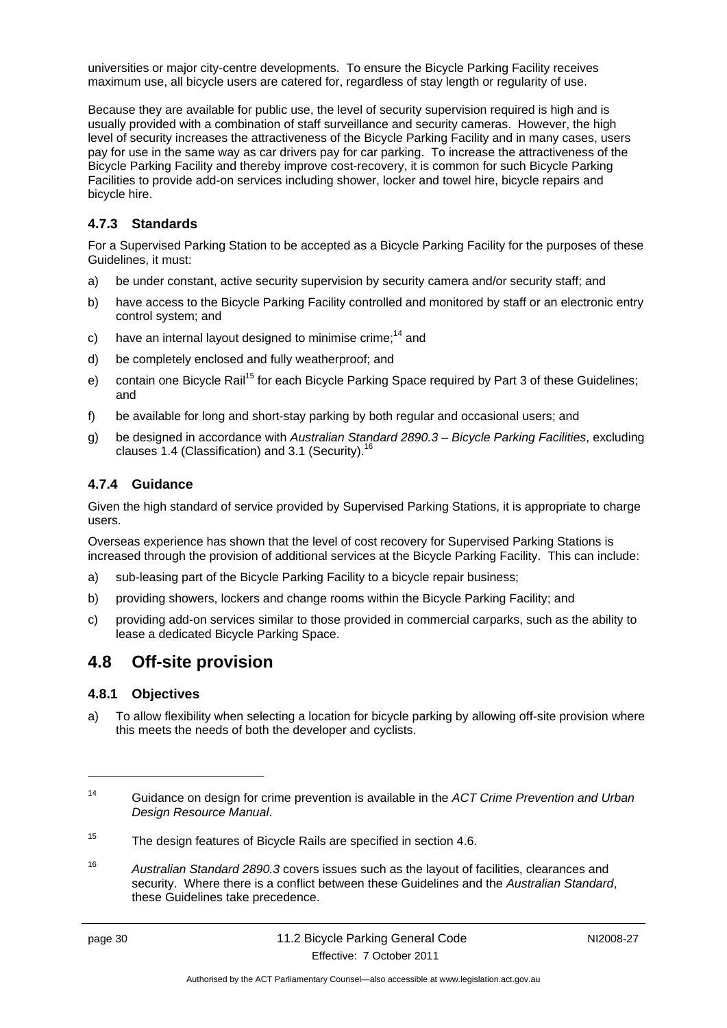universities or major city-centre developments. To ensure the Bicycle Parking Facility receives maximum use, all bicycle users are catered for, regardless of stay length or regularity of use.

Because they are available for public use, the level of security supervision required is high and is usually provided with a combination of staff surveillance and security cameras. However, the high level of security increases the attractiveness of the Bicycle Parking Facility and in many cases, users pay for use in the same way as car drivers pay for car parking. To increase the attractiveness of the Bicycle Parking Facility and thereby improve cost-recovery, it is common for such Bicycle Parking Facilities to provide add-on services including shower, locker and towel hire, bicycle repairs and bicycle hire.

### 4.7.3 Standards

For a Supervised Parking Station to be accepted as a Bicycle Parking Facility for the purposes of these Guidelines, it must:

a) be under constant, active security supervision by security camera and/or security staff; and

b) have access to the Bicycle Parking Facility controlled and monitored by staff or an electronic entry control system; and

c) have an internal layout designed to minimise crime;[14] and

d) be completely enclosed and fully weatherproof; and

e) contain one Bicycle Rail[15] for each Bicycle Parking Space required by Part 3 of these Guidelines; and

f) be available for long and short-stay parking by both regular and occasional users; and

g) be designed in accordance with *Australian Standard 2890.3 – Bicycle Parking Facilities*, excluding clauses 1.4 (Classification) and 3.1 (Security).[16]

### 4.7.4 Guidance

Given the high standard of service provided by Supervised Parking Stations, it is appropriate to charge users.

Overseas experience has shown that the level of cost recovery for Supervised Parking Stations is increased through the provision of additional services at the Bicycle Parking Facility. This can include:

a) sub-leasing part of the Bicycle Parking Facility to a bicycle repair business;

b) providing showers, lockers and change rooms within the Bicycle Parking Facility; and

c) providing add-on services similar to those provided in commercial carparks, such as the ability to lease a dedicated Bicycle Parking Space.

## 4.8 Off-site provision

### 4.8.1 Objectives

a) To allow flexibility when selecting a location for bicycle parking by allowing off-site provision where this meets the needs of both the developer and cyclists.

---

[14] Guidance on design for crime prevention is available in the *ACT Crime Prevention and Urban Design Resource Manual*.

[15] The design features of Bicycle Rails are specified in section 4.6.

[16] *Australian Standard 2890.3* covers issues such as the layout of facilities, clearances and security. Where there is a conflict between these Guidelines and the *Australian Standard*, these Guidelines take precedence.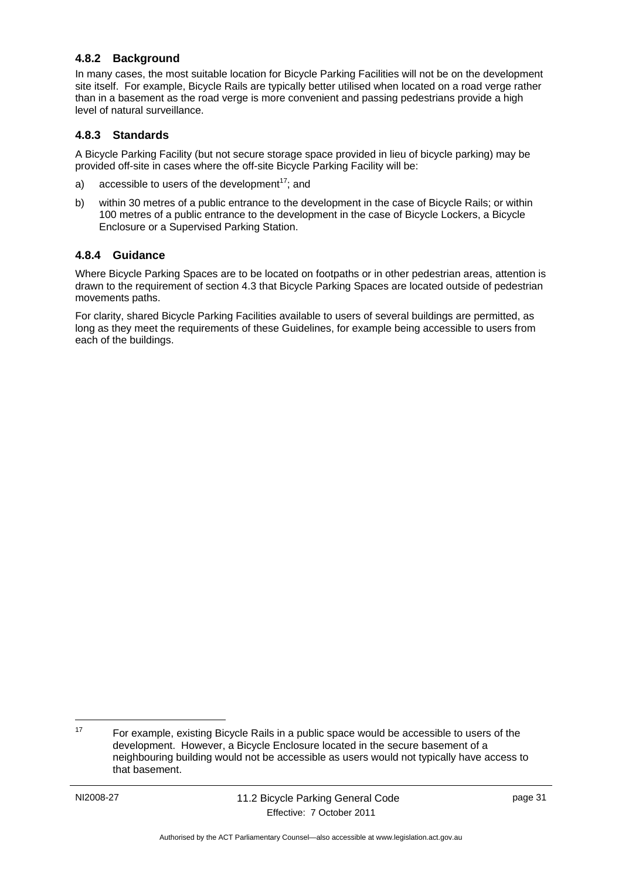### 4.8.2 Background

In many cases, the most suitable location for Bicycle Parking Facilities will not be on the development site itself. For example, Bicycle Rails are typically better utilised when located on a road verge rather than in a basement as the road verge is more convenient and passing pedestrians provide a high level of natural surveillance.

### 4.8.3 Standards

A Bicycle Parking Facility (but not secure storage space provided in lieu of bicycle parking) may be provided off-site in cases where the off-site Bicycle Parking Facility will be:

a) accessible to users of the development[17]; and

b) within 30 metres of a public entrance to the development in the case of Bicycle Rails; or within 100 metres of a public entrance to the development in the case of Bicycle Lockers, a Bicycle Enclosure or a Supervised Parking Station.

### 4.8.4 Guidance

Where Bicycle Parking Spaces are to be located on footpaths or in other pedestrian areas, attention is drawn to the requirement of section 4.3 that Bicycle Parking Spaces are located outside of pedestrian movements paths.

For clarity, shared Bicycle Parking Facilities available to users of several buildings are permitted, as long as they meet the requirements of these Guidelines, for example being accessible to users from each of the buildings.

---

[17] For example, existing Bicycle Rails in a public space would be accessible to users of the development. However, a Bicycle Enclosure located in the secure basement of a neighbouring building would not be accessible as users would not typically have access to that basement.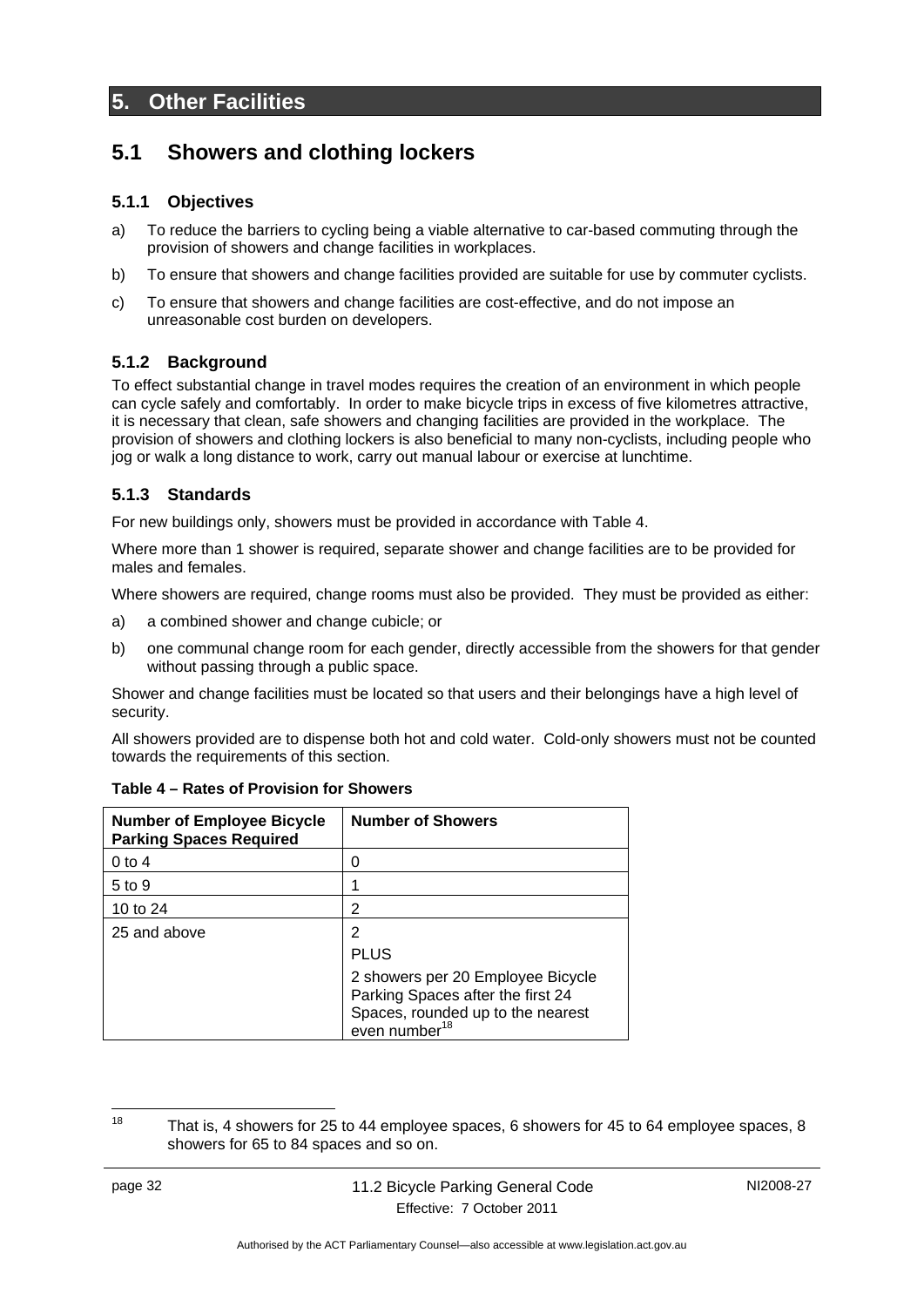# 5. Other Facilities

## 5.1 Showers and clothing lockers

### 5.1.1 Objectives

a) To reduce the barriers to cycling being a viable alternative to car-based commuting through the provision of showers and change facilities in workplaces.

b) To ensure that showers and change facilities provided are suitable for use by commuter cyclists.

c) To ensure that showers and change facilities are cost-effective, and do not impose an unreasonable cost burden on developers.

### 5.1.2 Background

To effect substantial change in travel modes requires the creation of an environment in which people can cycle safely and comfortably. In order to make bicycle trips in excess of five kilometres attractive, it is necessary that clean, safe showers and changing facilities are provided in the workplace. The provision of showers and clothing lockers is also beneficial to many non-cyclists, including people who jog or walk a long distance to work, carry out manual labour or exercise at lunchtime.

### 5.1.3 Standards

For new buildings only, showers must be provided in accordance with Table 4.

Where more than 1 shower is required, separate shower and change facilities are to be provided for males and females.

Where showers are required, change rooms must also be provided. They must be provided as either:

a) a combined shower and change cubicle; or

b) one communal change room for each gender, directly accessible from the showers for that gender without passing through a public space.

Shower and change facilities must be located so that users and their belongings have a high level of security.

All showers provided are to dispense both hot and cold water. Cold-only showers must not be counted towards the requirements of this section.

**Table 4 – Rates of Provision for Showers**

| Number of Employee Bicycle Parking Spaces Required | Number of Showers |
|---|---|
| 0 to 4 | 0 |
| 5 to 9 | 1 |
| 10 to 24 | 2 |
| 25 and above | 2<br>PLUS<br>2 showers per 20 Employee Bicycle Parking Spaces after the first 24 Spaces, rounded up to the nearest even number[18] |

[18] That is, 4 showers for 25 to 44 employee spaces, 6 showers for 45 to 64 employee spaces, 8 showers for 65 to 84 spaces and so on.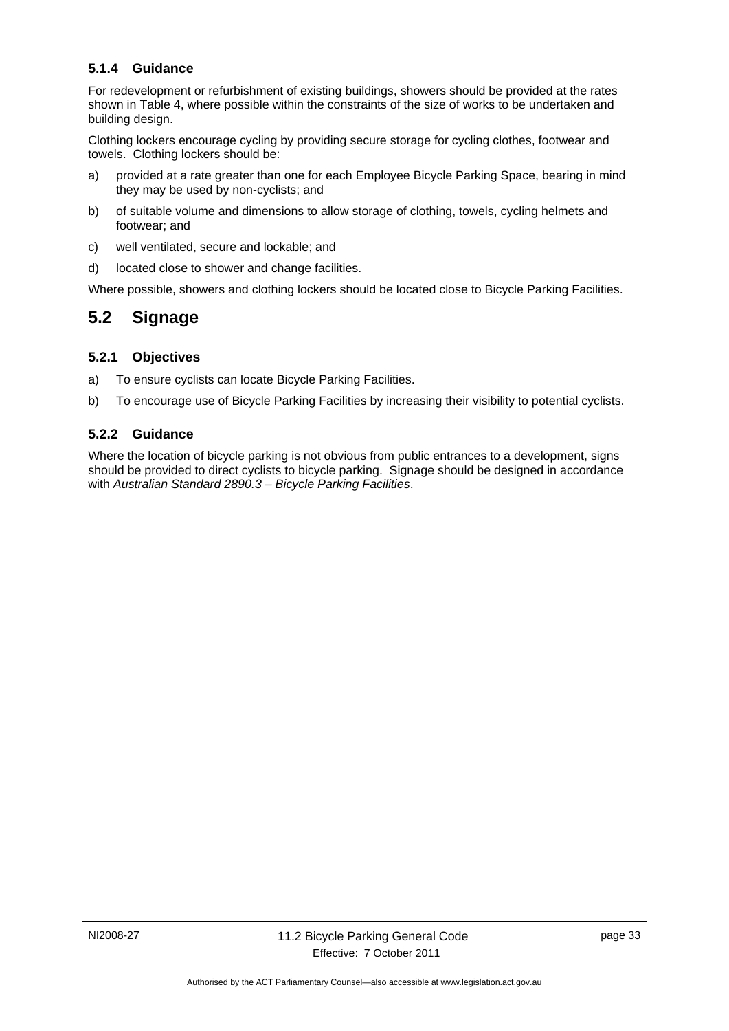### 5.1.4 Guidance

For redevelopment or refurbishment of existing buildings, showers should be provided at the rates shown in Table 4, where possible within the constraints of the size of works to be undertaken and building design.

Clothing lockers encourage cycling by providing secure storage for cycling clothes, footwear and towels. Clothing lockers should be:

a) provided at a rate greater than one for each Employee Bicycle Parking Space, bearing in mind they may be used by non-cyclists; and

b) of suitable volume and dimensions to allow storage of clothing, towels, cycling helmets and footwear; and

c) well ventilated, secure and lockable; and

d) located close to shower and change facilities.

Where possible, showers and clothing lockers should be located close to Bicycle Parking Facilities.

## 5.2 Signage

### 5.2.1 Objectives

a) To ensure cyclists can locate Bicycle Parking Facilities.

b) To encourage use of Bicycle Parking Facilities by increasing their visibility to potential cyclists.

### 5.2.2 Guidance

Where the location of bicycle parking is not obvious from public entrances to a development, signs should be provided to direct cyclists to bicycle parking. Signage should be designed in accordance with *Australian Standard 2890.3 – Bicycle Parking Facilities*.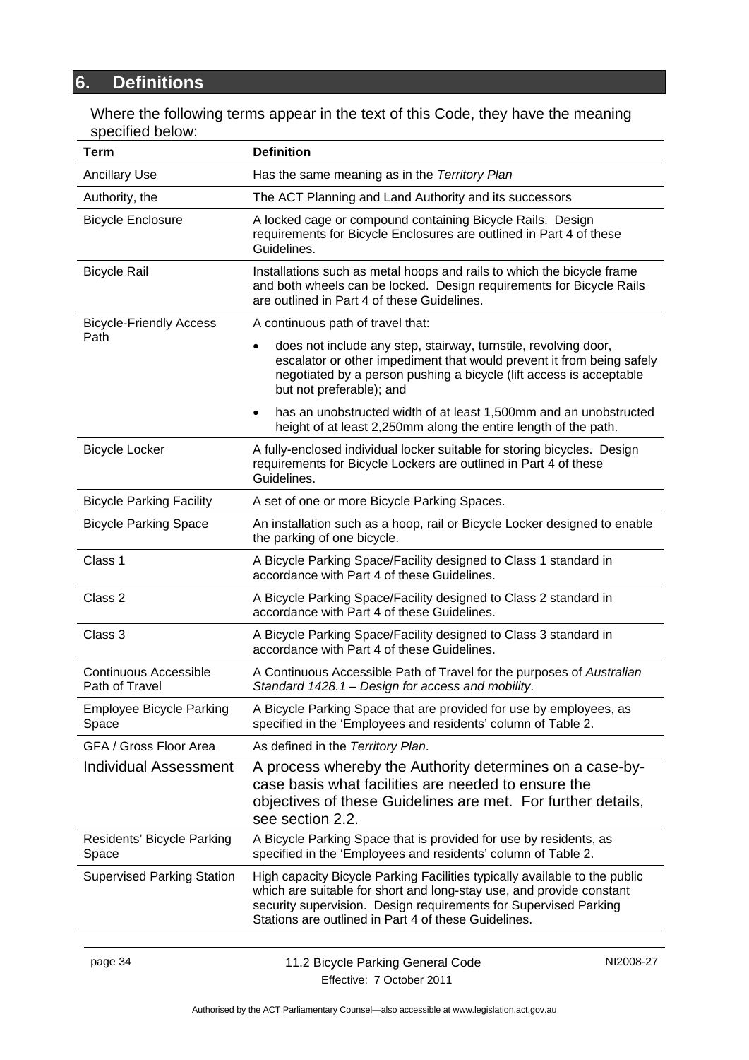## 6. Definitions

Where the following terms appear in the text of this Code, they have the meaning specified below:

| Term | Definition |
|---|---|
| Ancillary Use | Has the same meaning as in the *Territory Plan* |
| Authority, the | The ACT Planning and Land Authority and its successors |
| Bicycle Enclosure | A locked cage or compound containing Bicycle Rails. Design requirements for Bicycle Enclosures are outlined in Part 4 of these Guidelines. |
| Bicycle Rail | Installations such as metal hoops and rails to which the bicycle frame and both wheels can be locked. Design requirements for Bicycle Rails are outlined in Part 4 of these Guidelines. |
| Bicycle-Friendly Access Path | A continuous path of travel that:<br>• does not include any step, stairway, turnstile, revolving door, escalator or other impediment that would prevent it from being safely negotiated by a person pushing a bicycle (lift access is acceptable but not preferable); and<br>• has an unobstructed width of at least 1,500mm and an unobstructed height of at least 2,250mm along the entire length of the path. |
| Bicycle Locker | A fully-enclosed individual locker suitable for storing bicycles. Design requirements for Bicycle Lockers are outlined in Part 4 of these Guidelines. |
| Bicycle Parking Facility | A set of one or more Bicycle Parking Spaces. |
| Bicycle Parking Space | An installation such as a hoop, rail or Bicycle Locker designed to enable the parking of one bicycle. |
| Class 1 | A Bicycle Parking Space/Facility designed to Class 1 standard in accordance with Part 4 of these Guidelines. |
| Class 2 | A Bicycle Parking Space/Facility designed to Class 2 standard in accordance with Part 4 of these Guidelines. |
| Class 3 | A Bicycle Parking Space/Facility designed to Class 3 standard in accordance with Part 4 of these Guidelines. |
| Continuous Accessible Path of Travel | A Continuous Accessible Path of Travel for the purposes of *Australian Standard 1428.1 – Design for access and mobility*. |
| Employee Bicycle Parking Space | A Bicycle Parking Space that are provided for use by employees, as specified in the 'Employees and residents' column of Table 2. |
| GFA / Gross Floor Area | As defined in the *Territory Plan*. |
| Individual Assessment | A process whereby the Authority determines on a case-by-case basis what facilities are needed to ensure the objectives of these Guidelines are met. For further details, see section 2.2. |
| Residents' Bicycle Parking Space | A Bicycle Parking Space that is provided for use by residents, as specified in the 'Employees and residents' column of Table 2. |
| Supervised Parking Station | High capacity Bicycle Parking Facilities typically available to the public which are suitable for short and long-stay use, and provide constant security supervision. Design requirements for Supervised Parking Stations are outlined in Part 4 of these Guidelines. |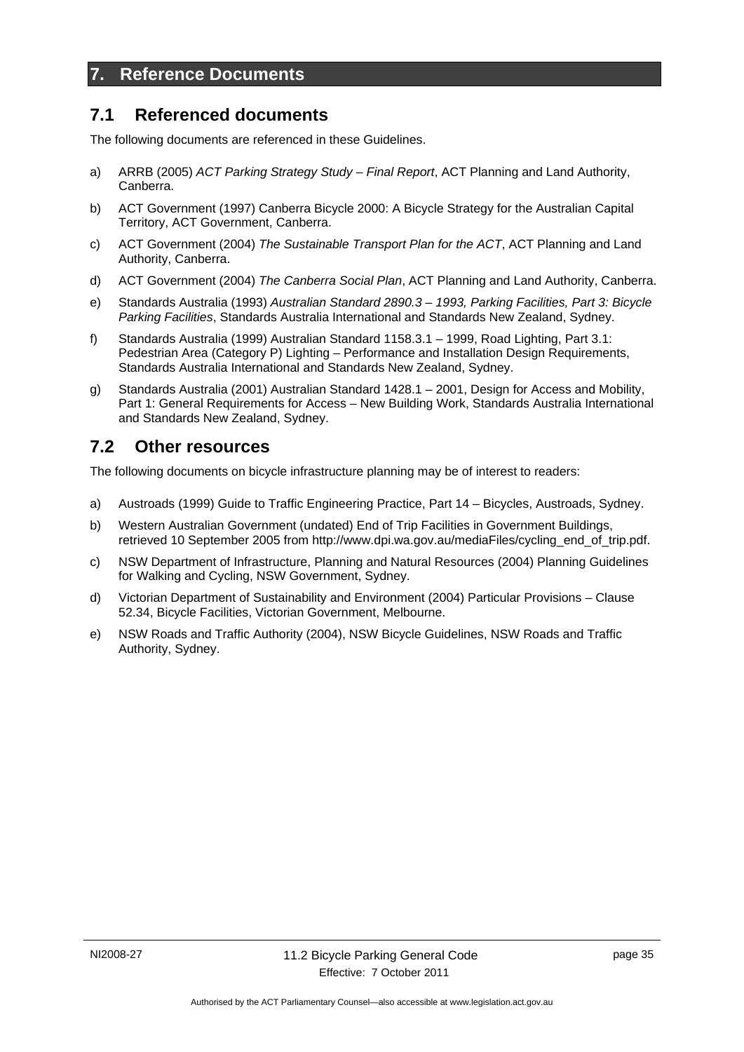# 7. Reference Documents

## 7.1 Referenced documents

The following documents are referenced in these Guidelines.

a) ARRB (2005) *ACT Parking Strategy Study – Final Report*, ACT Planning and Land Authority, Canberra.

b) ACT Government (1997) Canberra Bicycle 2000: A Bicycle Strategy for the Australian Capital Territory, ACT Government, Canberra.

c) ACT Government (2004) *The Sustainable Transport Plan for the ACT*, ACT Planning and Land Authority, Canberra.

d) ACT Government (2004) *The Canberra Social Plan*, ACT Planning and Land Authority, Canberra.

e) Standards Australia (1993) *Australian Standard 2890.3 – 1993, Parking Facilities, Part 3: Bicycle Parking Facilities*, Standards Australia International and Standards New Zealand, Sydney.

f) Standards Australia (1999) Australian Standard 1158.3.1 – 1999, Road Lighting, Part 3.1: Pedestrian Area (Category P) Lighting – Performance and Installation Design Requirements, Standards Australia International and Standards New Zealand, Sydney.

g) Standards Australia (2001) Australian Standard 1428.1 – 2001, Design for Access and Mobility, Part 1: General Requirements for Access – New Building Work, Standards Australia International and Standards New Zealand, Sydney.

## 7.2 Other resources

The following documents on bicycle infrastructure planning may be of interest to readers:

a) Austroads (1999) Guide to Traffic Engineering Practice, Part 14 – Bicycles, Austroads, Sydney.

b) Western Australian Government (undated) End of Trip Facilities in Government Buildings, retrieved 10 September 2005 from http://www.dpi.wa.gov.au/mediaFiles/cycling_end_of_trip.pdf.

c) NSW Department of Infrastructure, Planning and Natural Resources (2004) Planning Guidelines for Walking and Cycling, NSW Government, Sydney.

d) Victorian Department of Sustainability and Environment (2004) Particular Provisions – Clause 52.34, Bicycle Facilities, Victorian Government, Melbourne.

e) NSW Roads and Traffic Authority (2004), NSW Bicycle Guidelines, NSW Roads and Traffic Authority, Sydney.